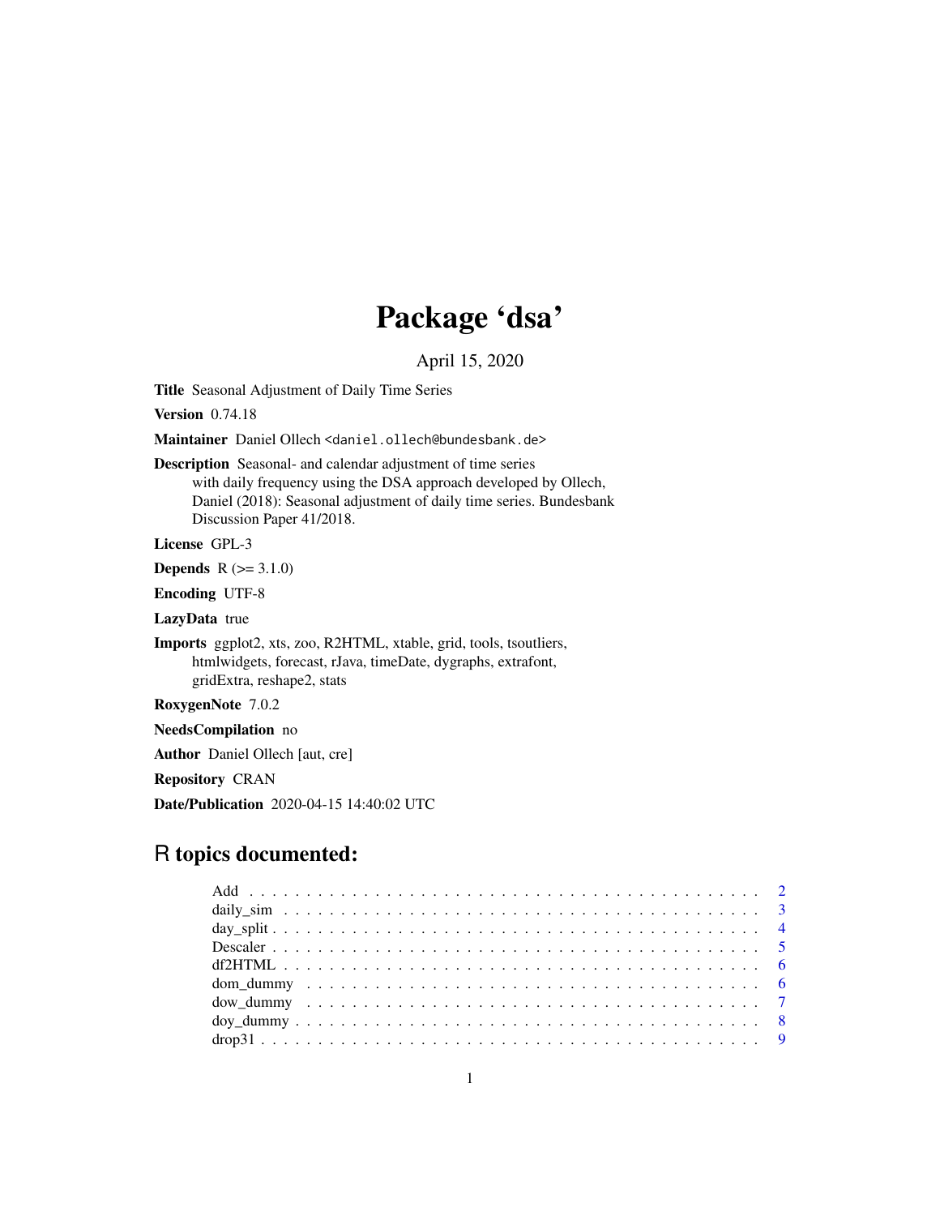# Package 'dsa'

April 15, 2020

**Title** Seasonal Adjustment of Daily Time Series

**Version** 0.74.18

**Maintainer** Daniel Ollech <daniel.ollech@bundesbank.de>

**Description** Seasonal- and calendar adjustment of time series with daily frequency using the DSA approach developed by Ollech, Daniel (2018): Seasonal adjustment of daily time series. Bundesbank Discussion Paper 41/2018.

**License** GPL-3

**Depends** R (>= 3.1.0)

**Encoding** UTF-8

**LazyData** true

**Imports** ggplot2, xts, zoo, R2HTML, xtable, grid, tools, tsoutliers, htmlwidgets, forecast, rJava, timeDate, dygraphs, extrafont, gridExtra, reshape2, stats

**RoxygenNote** 7.0.2

**NeedsCompilation** no

**Author** Daniel Ollech [aut, cre]

**Repository** CRAN

**Date/Publication** 2020-04-15 14:40:02 UTC

## R topics documented:

| | |
|---|---|
| Add | 2 |
| daily_sim | 3 |
| day_split | 4 |
| Descaler | 5 |
| df2HTML | 6 |
| dom_dummy | 6 |
| dow_dummy | 7 |
| doy_dummy | 8 |
| drop31 | 9 |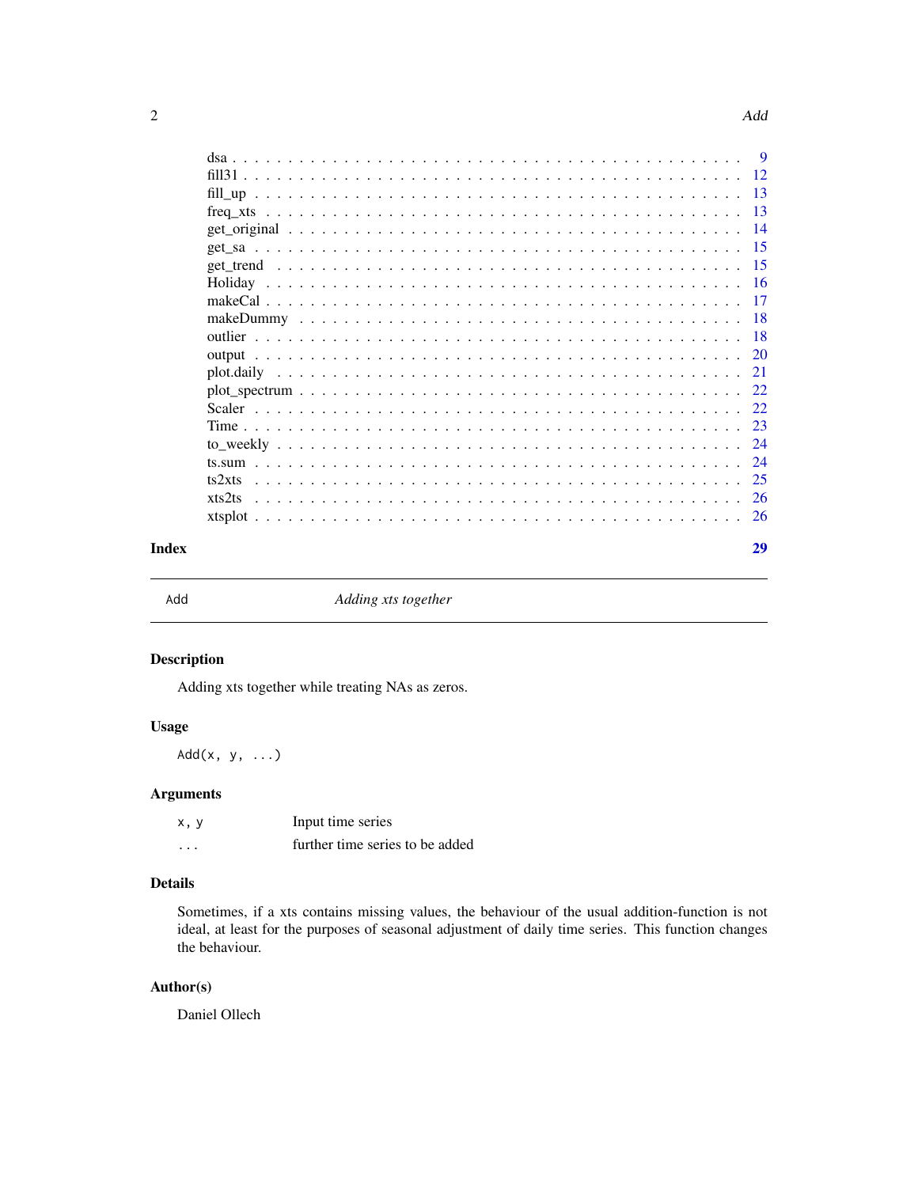| | |
|---|---|
| dsa | 9 |
| fill31 | 12 |
| fill_up | 13 |
| freq_xts | 13 |
| get_original | 14 |
| get_sa | 15 |
| get_trend | 15 |
| Holiday | 16 |
| makeCal | 17 |
| makeDummy | 18 |
| outlier | 18 |
| output | 20 |
| plot.daily | 21 |
| plot_spectrum | 22 |
| Scaler | 22 |
| Time | 23 |
| to_weekly | 24 |
| ts.sum | 24 |
| ts2xts | 25 |
| xts2ts | 26 |
| xtsplot | 26 |

**Index** **29**

---

`Add` *Adding xts together*

---

## Description

Adding xts together while treating NAs as zeros.

## Usage

```
Add(x, y, ...)
```

## Arguments

| | |
|---|---|
| `x, y` | Input time series |
| `...` | further time series to be added |

## Details

Sometimes, if a xts contains missing values, the behaviour of the usual addition-function is not ideal, at least for the purposes of seasonal adjustment of daily time series. This function changes the behaviour.

## Author(s)

Daniel Ollech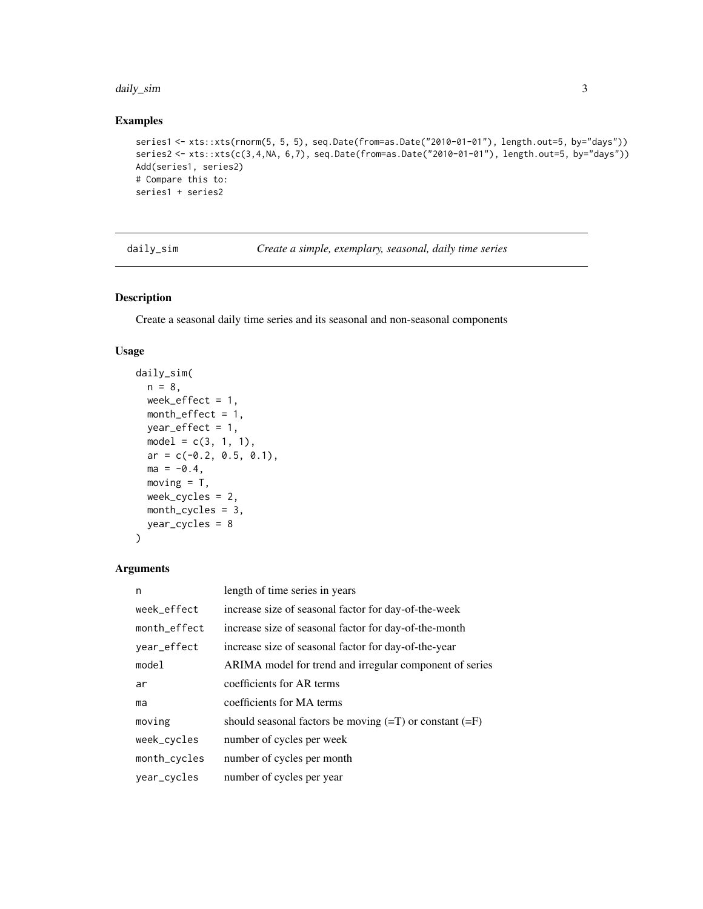## Examples

```
series1 <- xts::xts(rnorm(5, 5, 5), seq.Date(from=as.Date("2010-01-01"), length.out=5, by="days"))
series2 <- xts::xts(c(3,4,NA, 6,7), seq.Date(from=as.Date("2010-01-01"), length.out=5, by="days"))
Add(series1, series2)
# Compare this to:
series1 + series2
```

---

# daily_sim    *Create a simple, exemplary, seasonal, daily time series*

---

## Description

Create a seasonal daily time series and its seasonal and non-seasonal components

## Usage

```
daily_sim(
  n = 8,
  week_effect = 1,
  month_effect = 1,
  year_effect = 1,
  model = c(3, 1, 1),
  ar = c(-0.2, 0.5, 0.1),
  ma = -0.4,
  moving = T,
  week_cycles = 2,
  month_cycles = 3,
  year_cycles = 8
)
```

## Arguments

| | |
|---|---|
| `n` | length of time series in years |
| `week_effect` | increase size of seasonal factor for day-of-the-week |
| `month_effect` | increase size of seasonal factor for day-of-the-month |
| `year_effect` | increase size of seasonal factor for day-of-the-year |
| `model` | ARIMA model for trend and irregular component of series |
| `ar` | coefficients for AR terms |
| `ma` | coefficients for MA terms |
| `moving` | should seasonal factors be moving (=T) or constant (=F) |
| `week_cycles` | number of cycles per week |
| `month_cycles` | number of cycles per month |
| `year_cycles` | number of cycles per year |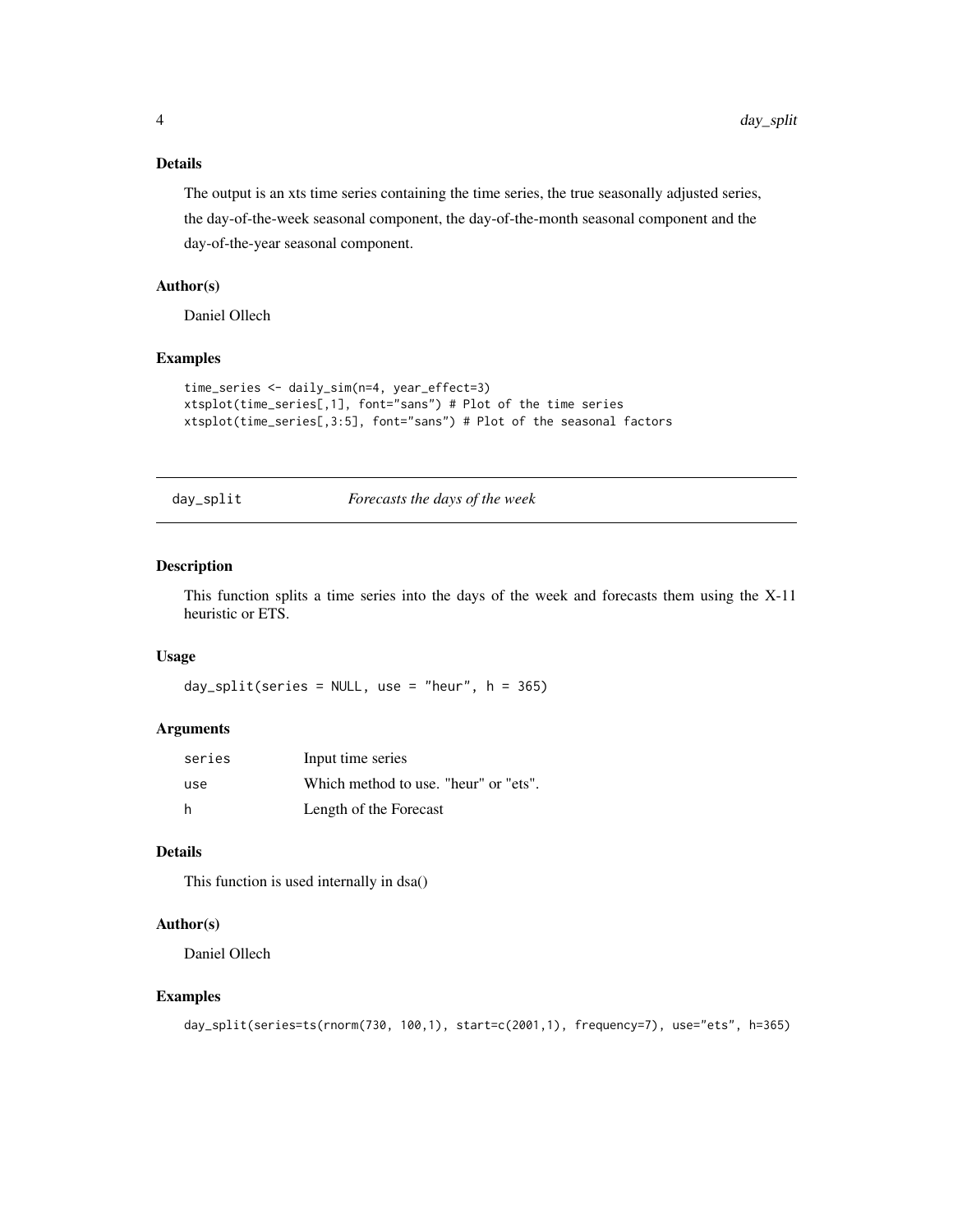### Details

The output is an xts time series containing the time series, the true seasonally adjusted series, the day-of-the-week seasonal component, the day-of-the-month seasonal component and the day-of-the-year seasonal component.

### Author(s)

Daniel Ollech

### Examples

```
time_series <- daily_sim(n=4, year_effect=3)
xtsplot(time_series[,1], font="sans") # Plot of the time series
xtsplot(time_series[,3:5], font="sans") # Plot of the seasonal factors
```

---

## day_split *Forecasts the days of the week*

---

### Description

This function splits a time series into the days of the week and forecasts them using the X-11 heuristic or ETS.

### Usage

```
day_split(series = NULL, use = "heur", h = 365)
```

### Arguments

| | |
|---|---|
| series | Input time series |
| use | Which method to use. "heur" or "ets". |
| h | Length of the Forecast |

### Details

This function is used internally in dsa()

### Author(s)

Daniel Ollech

### Examples

```
day_split(series=ts(rnorm(730, 100,1), start=c(2001,1), frequency=7), use="ets", h=365)
```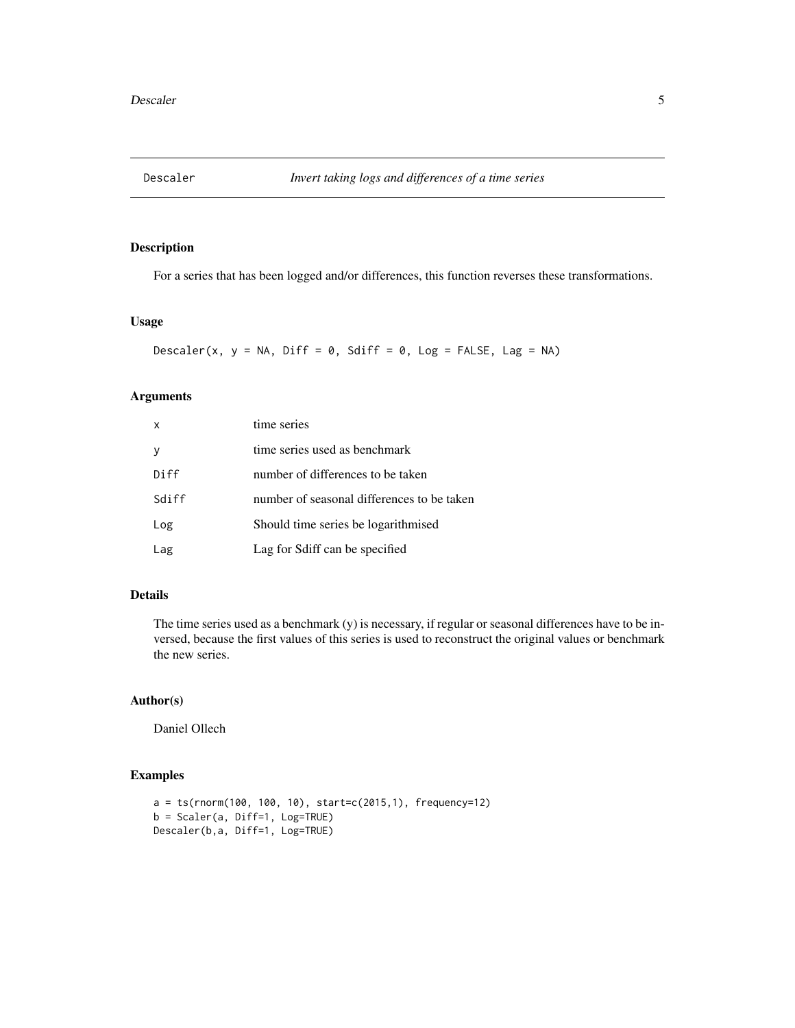# Descaler — *Invert taking logs and differences of a time series*

## Description

For a series that has been logged and/or differences, this function reverses these transformations.

## Usage

```
Descaler(x, y = NA, Diff = 0, Sdiff = 0, Log = FALSE, Lag = NA)
```

## Arguments

| | |
|---|---|
| x | time series |
| y | time series used as benchmark |
| Diff | number of differences to be taken |
| Sdiff | number of seasonal differences to be taken |
| Log | Should time series be logarithmised |
| Lag | Lag for Sdiff can be specified |

## Details

The time series used as a benchmark (y) is necessary, if regular or seasonal differences have to be inversed, because the first values of this series is used to reconstruct the original values or benchmark the new series.

## Author(s)

Daniel Ollech

## Examples

```
a = ts(rnorm(100, 100, 10), start=c(2015,1), frequency=12)
b = Scaler(a, Diff=1, Log=TRUE)
Descaler(b,a, Diff=1, Log=TRUE)
```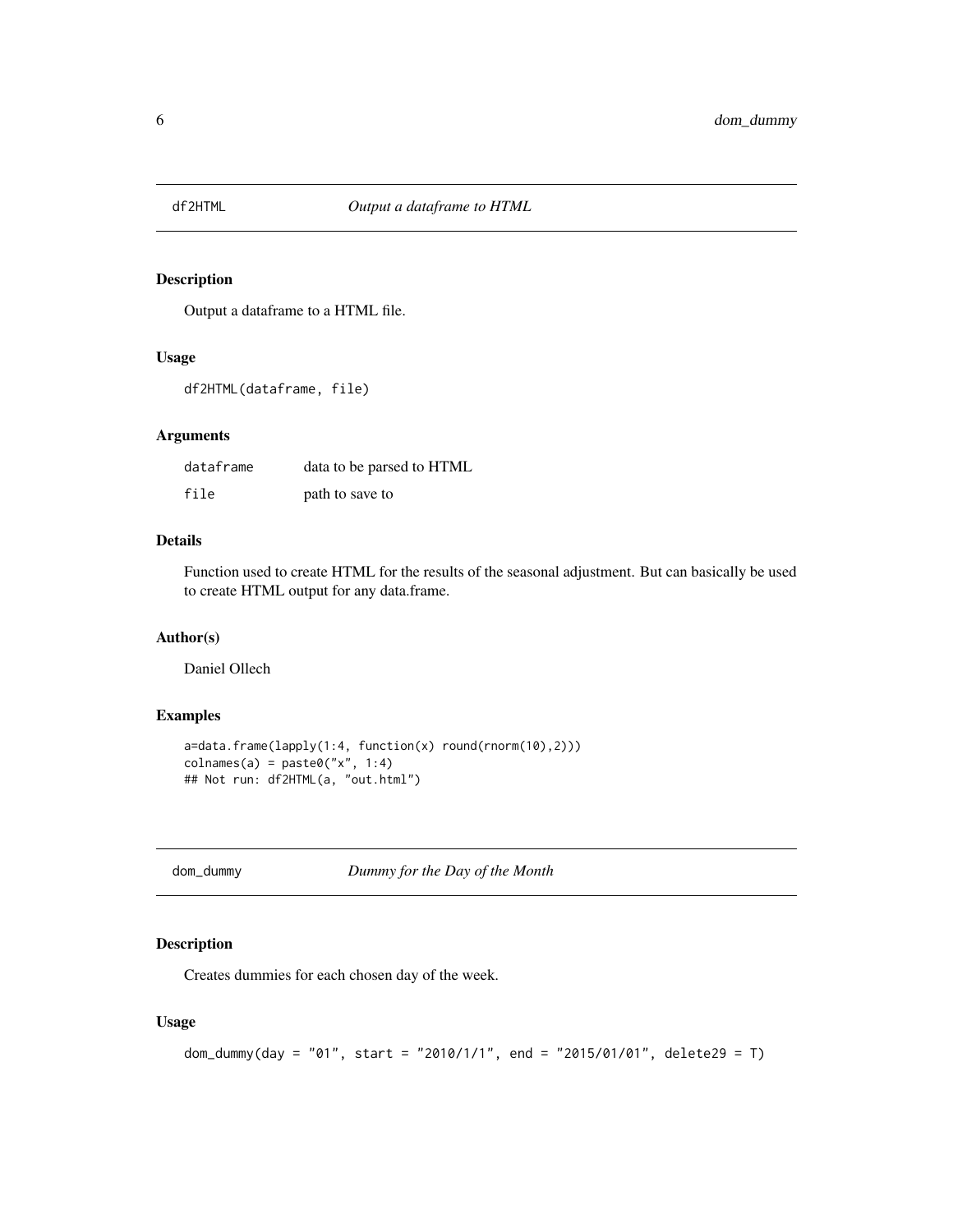## df2HTML *Output a dataframe to HTML*

### Description

Output a dataframe to a HTML file.

### Usage

```
df2HTML(dataframe, file)
```

### Arguments

| | |
|---|---|
| dataframe | data to be parsed to HTML |
| file | path to save to |

### Details

Function used to create HTML for the results of the seasonal adjustment. But can basically be used to create HTML output for any data.frame.

### Author(s)

Daniel Ollech

### Examples

```
a=data.frame(lapply(1:4, function(x) round(rnorm(10),2)))
colnames(a) = paste0("x", 1:4)
## Not run: df2HTML(a, "out.html")
```

## dom_dummy *Dummy for the Day of the Month*

### Description

Creates dummies for each chosen day of the week.

### Usage

```
dom_dummy(day = "01", start = "2010/1/1", end = "2015/01/01", delete29 = T)
```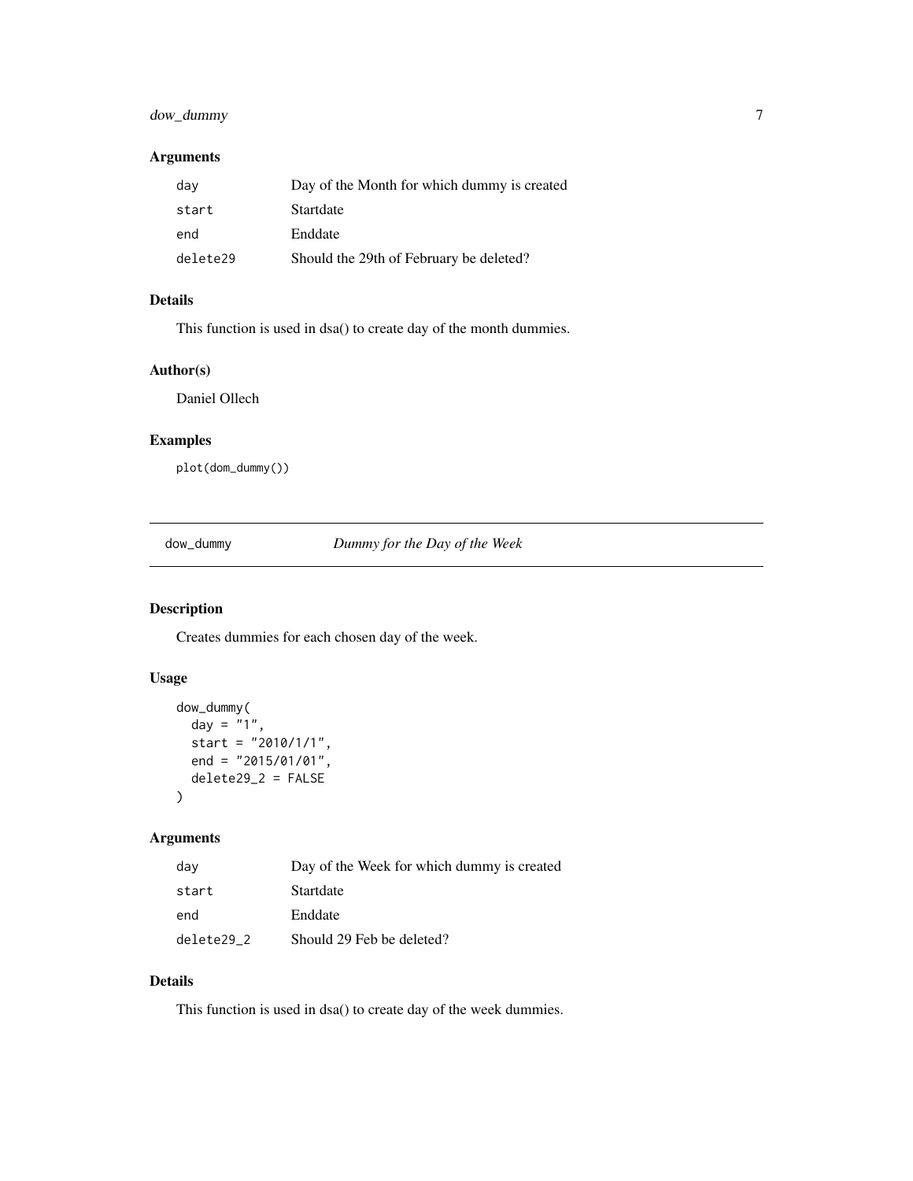### Arguments

| | |
|---|---|
| day | Day of the Month for which dummy is created |
| start | Startdate |
| end | Enddate |
| delete29 | Should the 29th of February be deleted? |

### Details

This function is used in dsa() to create day of the month dummies.

### Author(s)

Daniel Ollech

### Examples

```
plot(dom_dummy())
```

---

## dow_dummy — *Dummy for the Day of the Week*

---

### Description

Creates dummies for each chosen day of the week.

### Usage

```
dow_dummy(
  day = "1",
  start = "2010/1/1",
  end = "2015/01/01",
  delete29_2 = FALSE
)
```

### Arguments

| | |
|---|---|
| day | Day of the Week for which dummy is created |
| start | Startdate |
| end | Enddate |
| delete29_2 | Should 29 Feb be deleted? |

### Details

This function is used in dsa() to create day of the week dummies.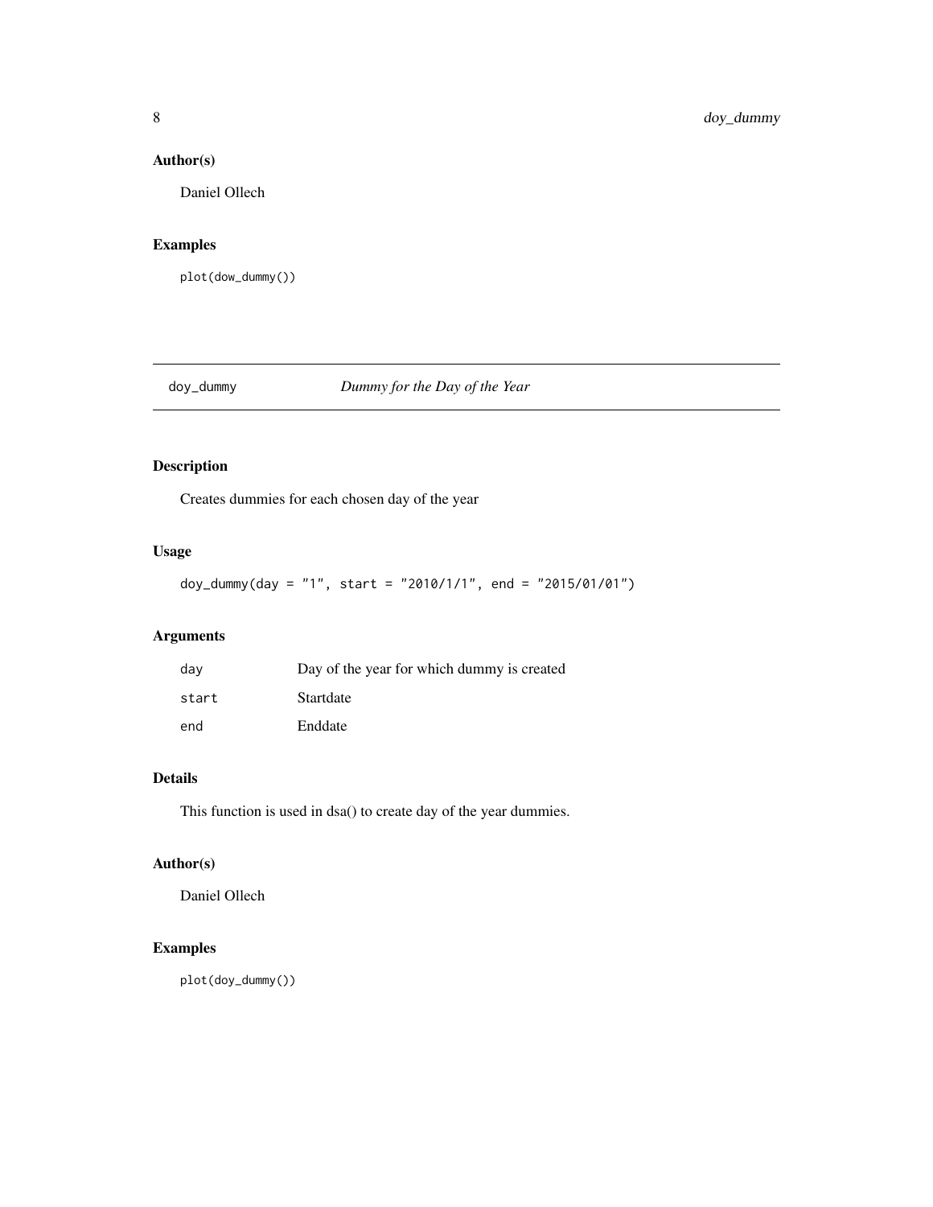### Author(s)

Daniel Ollech

### Examples

```
plot(dow_dummy())
```

---

## doy_dummy — *Dummy for the Day of the Year*

---

### Description

Creates dummies for each chosen day of the year

### Usage

```
doy_dummy(day = "1", start = "2010/1/1", end = "2015/01/01")
```

### Arguments

| | |
|---|---|
| `day` | Day of the year for which dummy is created |
| `start` | Startdate |
| `end` | Enddate |

### Details

This function is used in dsa() to create day of the year dummies.

### Author(s)

Daniel Ollech

### Examples

```
plot(doy_dummy())
```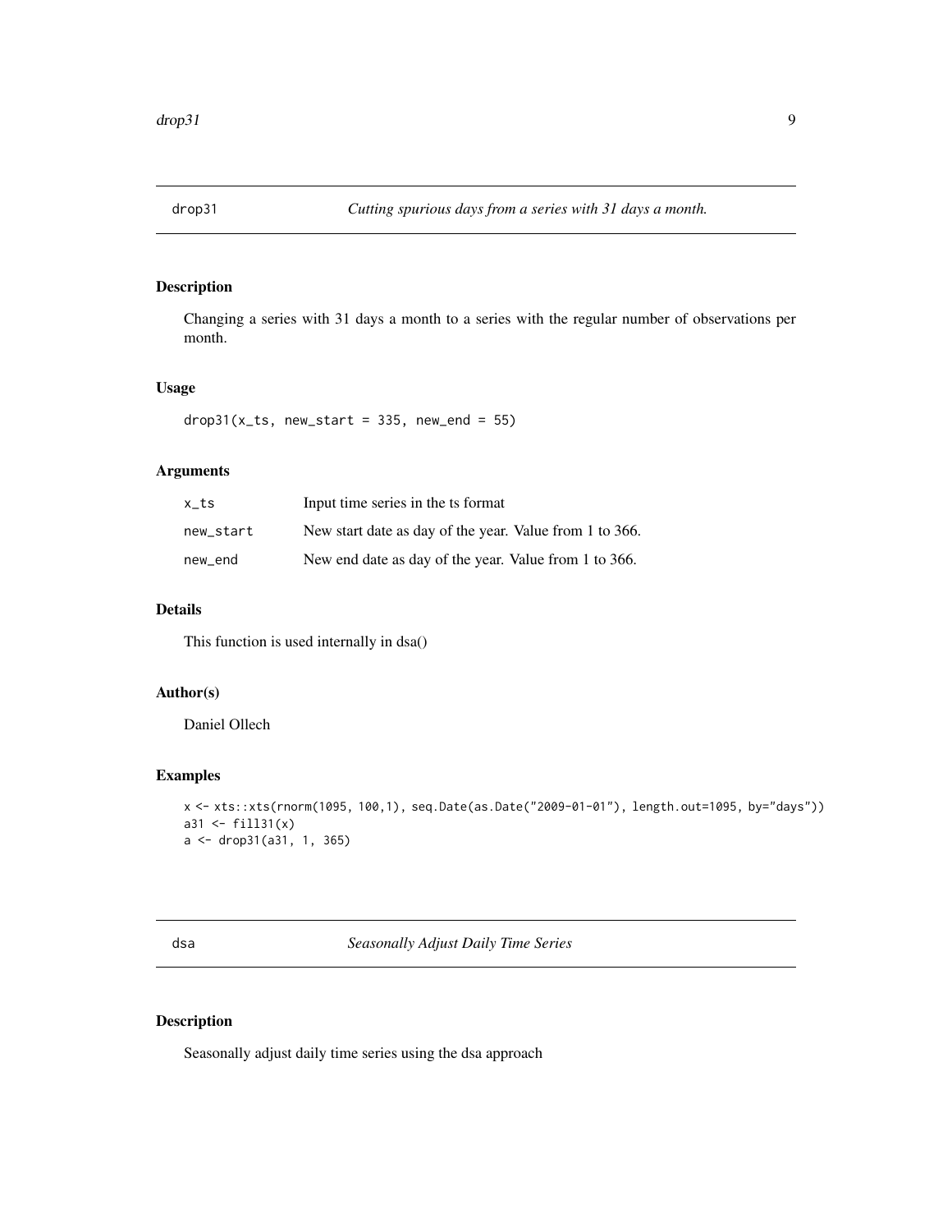## drop31 — *Cutting spurious days from a series with 31 days a month.*

### Description

Changing a series with 31 days a month to a series with the regular number of observations per month.

### Usage

```
drop31(x_ts, new_start = 335, new_end = 55)
```

### Arguments

| | |
|---|---|
| x_ts | Input time series in the ts format |
| new_start | New start date as day of the year. Value from 1 to 366. |
| new_end | New end date as day of the year. Value from 1 to 366. |

### Details

This function is used internally in dsa()

### Author(s)

Daniel Ollech

### Examples

```
x <- xts::xts(rnorm(1095, 100,1), seq.Date(as.Date("2009-01-01"), length.out=1095, by="days"))
a31 <- fill31(x)
a <- drop31(a31, 1, 365)
```

## dsa — *Seasonally Adjust Daily Time Series*

### Description

Seasonally adjust daily time series using the dsa approach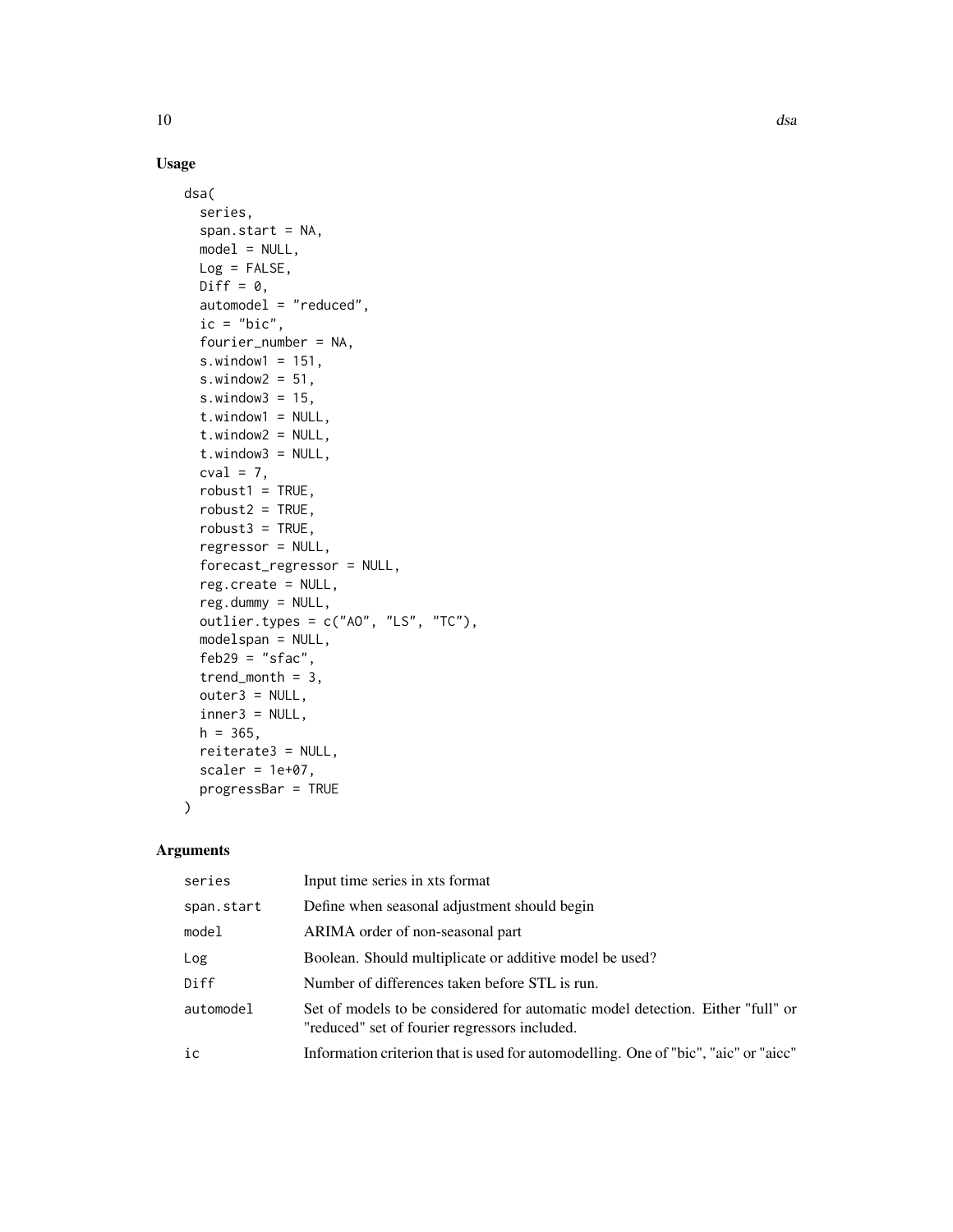## Usage

```
dsa(
  series,
  span.start = NA,
  model = NULL,
  Log = FALSE,
  Diff = 0,
  automodel = "reduced",
  ic = "bic",
  fourier_number = NA,
  s.window1 = 151,
  s.window2 = 51,
  s.window3 = 15,
  t.window1 = NULL,
  t.window2 = NULL,
  t.window3 = NULL,
  cval = 7,
  robust1 = TRUE,
  robust2 = TRUE,
  robust3 = TRUE,
  regressor = NULL,
  forecast_regressor = NULL,
  reg.create = NULL,
  reg.dummy = NULL,
  outlier.types = c("AO", "LS", "TC"),
  modelspan = NULL,
  feb29 = "sfac",
  trend_month = 3,
  outer3 = NULL,
  inner3 = NULL,
  h = 365,
  reiterate3 = NULL,
  scaler = 1e+07,
  progressBar = TRUE
)
```

## Arguments

| | |
|---|---|
| series | Input time series in xts format |
| span.start | Define when seasonal adjustment should begin |
| model | ARIMA order of non-seasonal part |
| Log | Boolean. Should multiplicate or additive model be used? |
| Diff | Number of differences taken before STL is run. |
| automodel | Set of models to be considered for automatic model detection. Either "full" or "reduced" set of fourier regressors included. |
| ic | Information criterion that is used for automodelling. One of "bic", "aic" or "aicc" |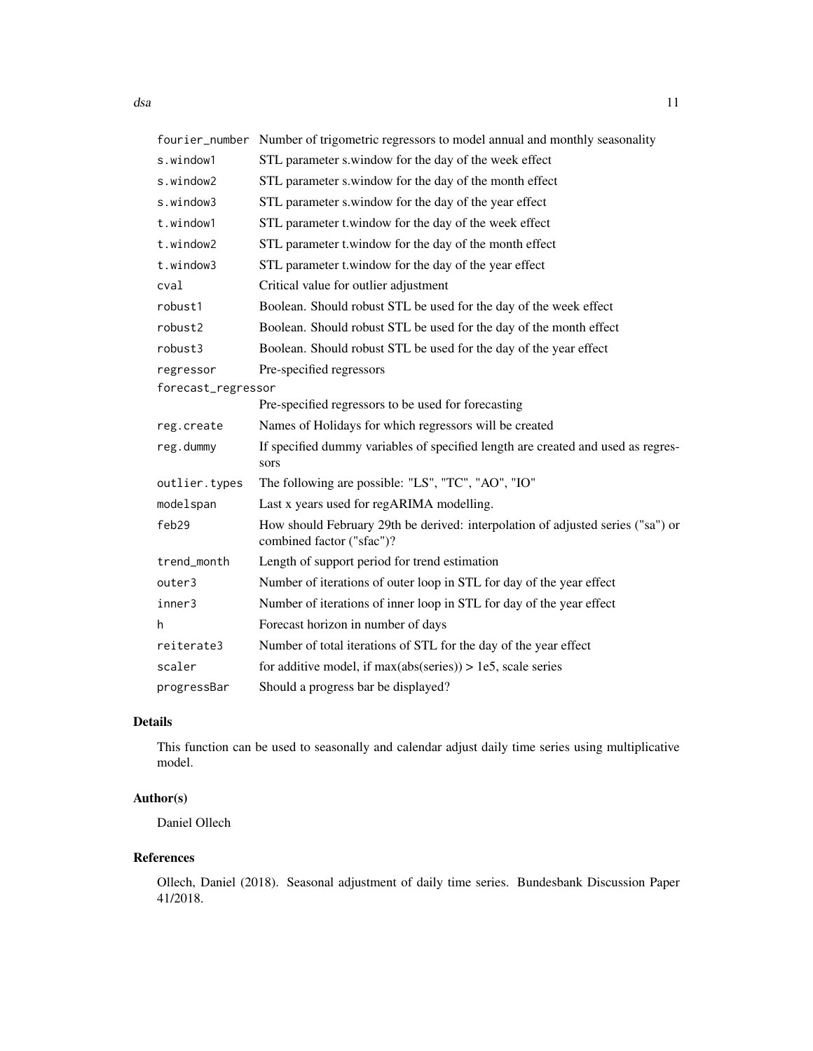| | |
|---|---|
| fourier_number | Number of trigometric regressors to model annual and monthly seasonality |
| s.window1 | STL parameter s.window for the day of the week effect |
| s.window2 | STL parameter s.window for the day of the month effect |
| s.window3 | STL parameter s.window for the day of the year effect |
| t.window1 | STL parameter t.window for the day of the week effect |
| t.window2 | STL parameter t.window for the day of the month effect |
| t.window3 | STL parameter t.window for the day of the year effect |
| cval | Critical value for outlier adjustment |
| robust1 | Boolean. Should robust STL be used for the day of the week effect |
| robust2 | Boolean. Should robust STL be used for the day of the month effect |
| robust3 | Boolean. Should robust STL be used for the day of the year effect |
| regressor | Pre-specified regressors |
| forecast_regressor | Pre-specified regressors to be used for forecasting |
| reg.create | Names of Holidays for which regressors will be created |
| reg.dummy | If specified dummy variables of specified length are created and used as regressors |
| outlier.types | The following are possible: "LS", "TC", "AO", "IO" |
| modelspan | Last x years used for regARIMA modelling. |
| feb29 | How should February 29th be derived: interpolation of adjusted series ("sa") or combined factor ("sfac")? |
| trend_month | Length of support period for trend estimation |
| outer3 | Number of iterations of outer loop in STL for day of the year effect |
| inner3 | Number of iterations of inner loop in STL for day of the year effect |
| h | Forecast horizon in number of days |
| reiterate3 | Number of total iterations of STL for the day of the year effect |
| scaler | for additive model, if max(abs(series)) > 1e5, scale series |
| progressBar | Should a progress bar be displayed? |

## Details

This function can be used to seasonally and calendar adjust daily time series using multiplicative model.

## Author(s)

Daniel Ollech

## References

Ollech, Daniel (2018). Seasonal adjustment of daily time series. Bundesbank Discussion Paper 41/2018.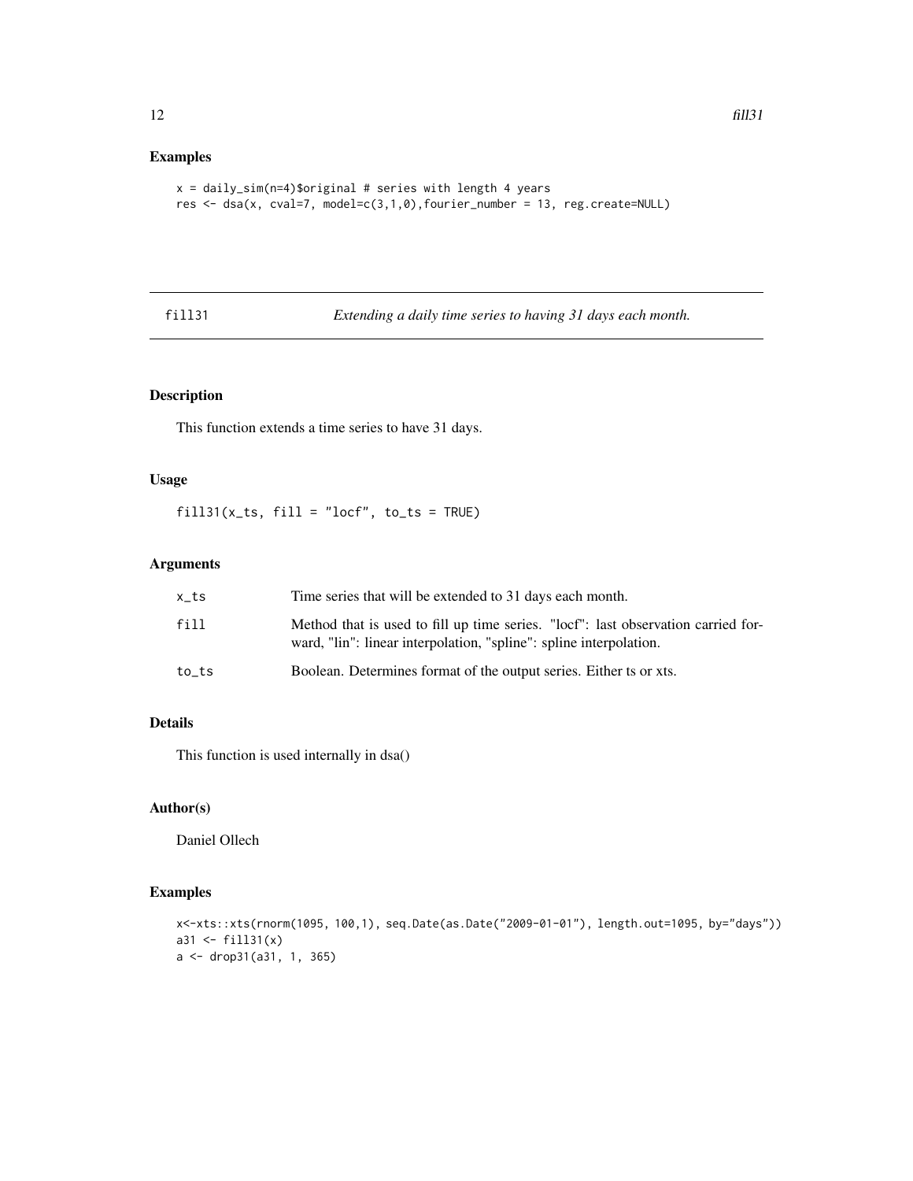## Examples

```
x = daily_sim(n=4)$original # series with length 4 years
res <- dsa(x, cval=7, model=c(3,1,0),fourier_number = 13, reg.create=NULL)
```

---

# fill31 — *Extending a daily time series to having 31 days each month.*

---

## Description

This function extends a time series to have 31 days.

## Usage

```
fill31(x_ts, fill = "locf", to_ts = TRUE)
```

## Arguments

| | |
|---|---|
| x_ts | Time series that will be extended to 31 days each month. |
| fill | Method that is used to fill up time series. "locf": last observation carried forward, "lin": linear interpolation, "spline": spline interpolation. |
| to_ts | Boolean. Determines format of the output series. Either ts or xts. |

## Details

This function is used internally in dsa()

## Author(s)

Daniel Ollech

## Examples

```
x<-xts::xts(rnorm(1095, 100,1), seq.Date(as.Date("2009-01-01"), length.out=1095, by="days"))
a31 <- fill31(x)
a <- drop31(a31, 1, 365)
```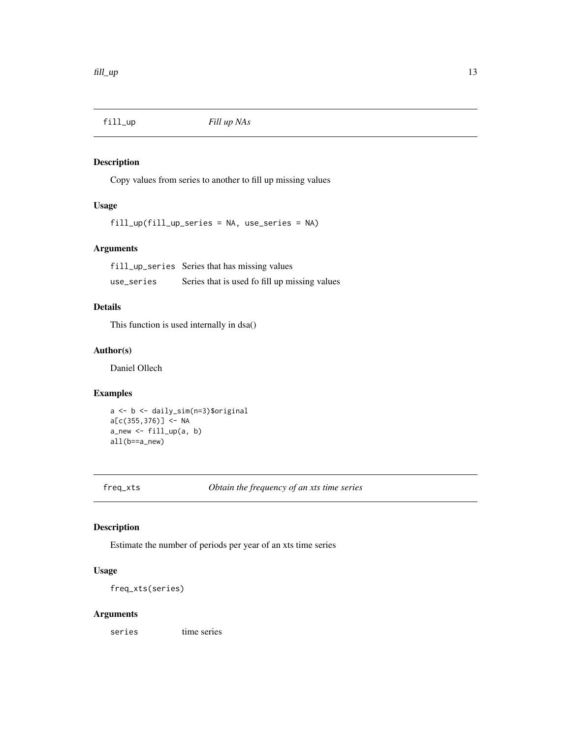## fill_up — *Fill up NAs*

### Description

Copy values from series to another to fill up missing values

### Usage

```
fill_up(fill_up_series = NA, use_series = NA)
```

### Arguments

| | |
|---|---|
| fill_up_series | Series that has missing values |
| use_series | Series that is used fo fill up missing values |

### Details

This function is used internally in dsa()

### Author(s)

Daniel Ollech

### Examples

```
a <- b <- daily_sim(n=3)$original
a[c(355,376)] <- NA
a_new <- fill_up(a, b)
all(b==a_new)
```

## freq_xts — *Obtain the frequency of an xts time series*

### Description

Estimate the number of periods per year of an xts time series

### Usage

```
freq_xts(series)
```

### Arguments

| | |
|---|---|
| series | time series |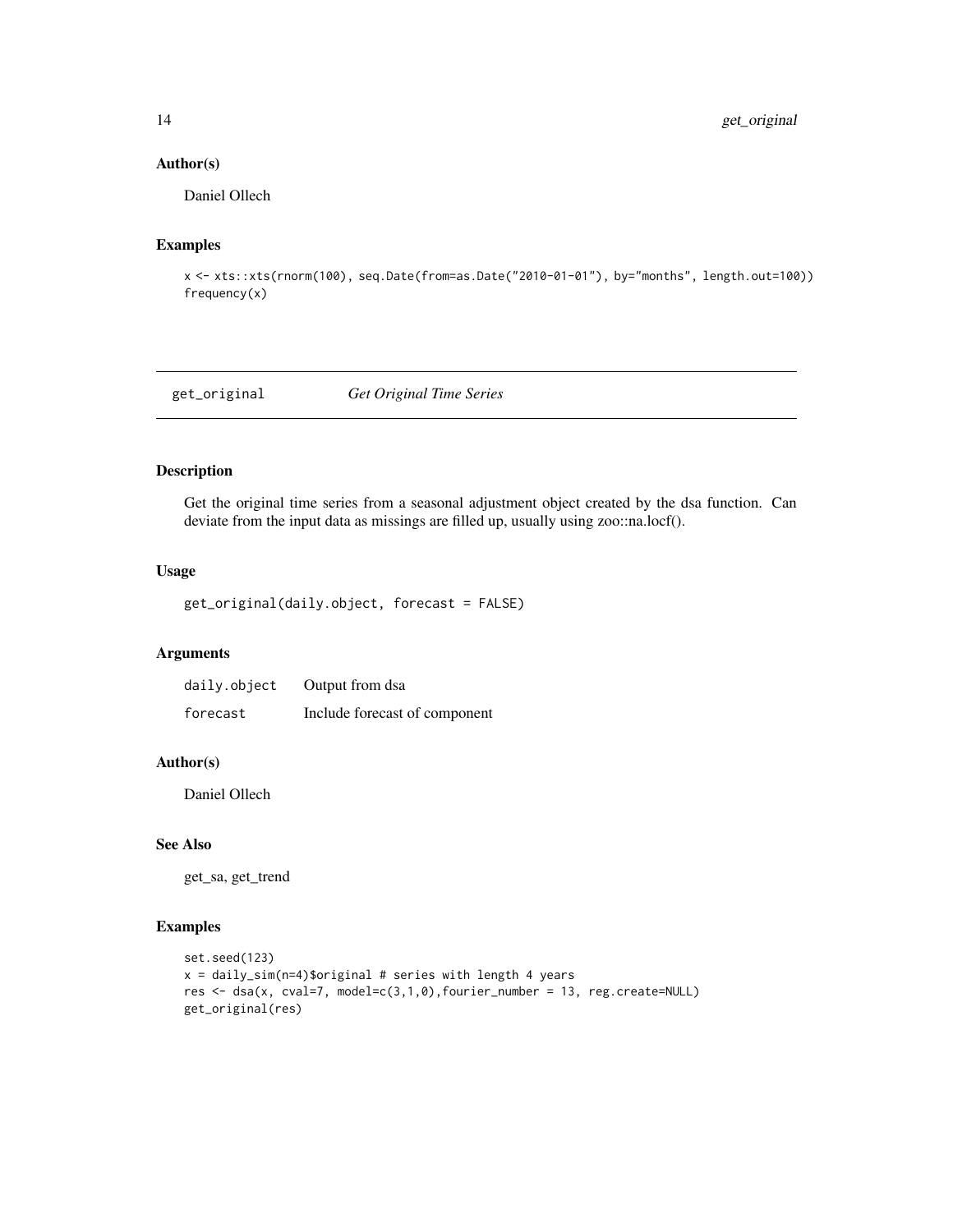## Author(s)

Daniel Ollech

## Examples

```
x <- xts::xts(rnorm(100), seq.Date(from=as.Date("2010-01-01"), by="months", length.out=100))
frequency(x)
```

---

# get_original *Get Original Time Series*

## Description

Get the original time series from a seasonal adjustment object created by the dsa function. Can deviate from the input data as missings are filled up, usually using zoo::na.locf().

## Usage

```
get_original(daily.object, forecast = FALSE)
```

## Arguments

| | |
|---|---|
| daily.object | Output from dsa |
| forecast | Include forecast of component |

## Author(s)

Daniel Ollech

## See Also

get_sa, get_trend

## Examples

```
set.seed(123)
x = daily_sim(n=4)$original # series with length 4 years
res <- dsa(x, cval=7, model=c(3,1,0),fourier_number = 13, reg.create=NULL)
get_original(res)
```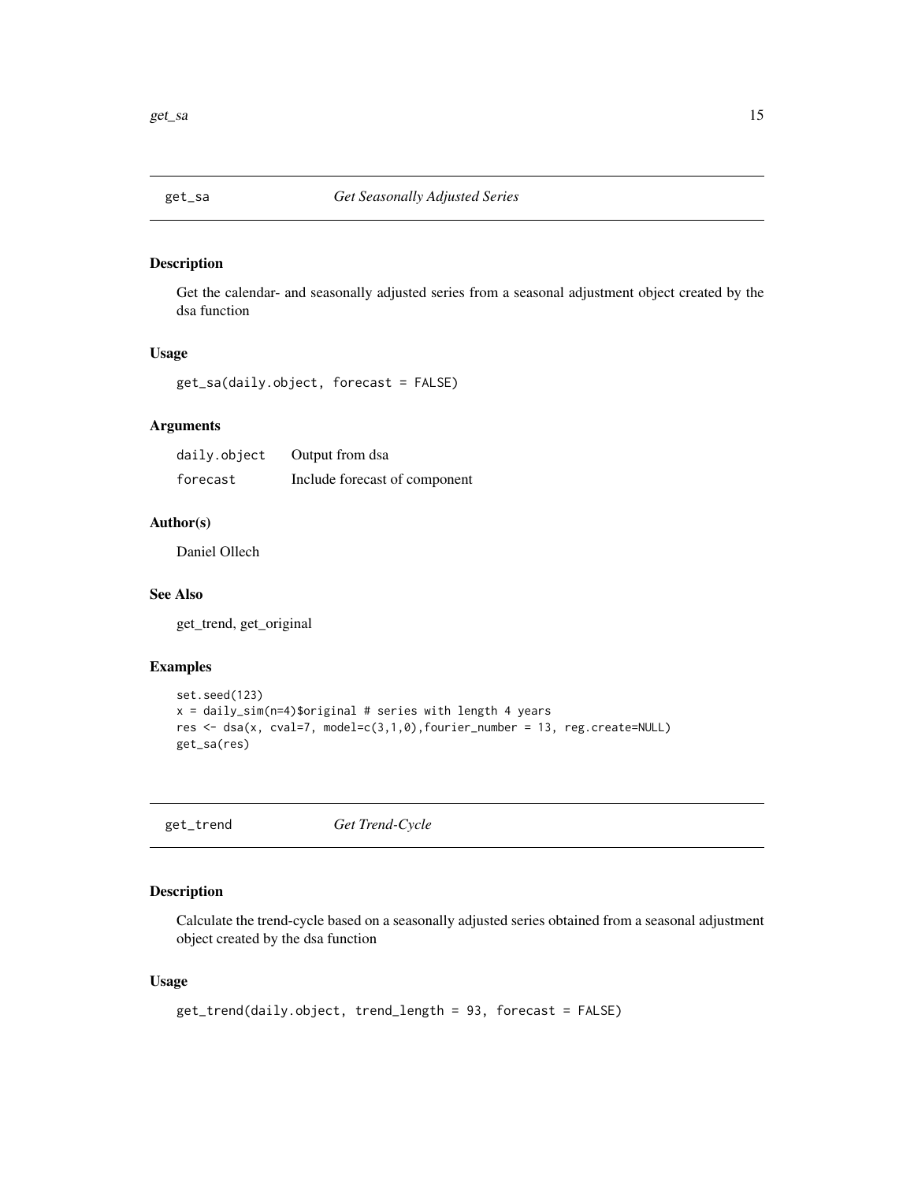## get_sa *Get Seasonally Adjusted Series*

### Description

Get the calendar- and seasonally adjusted series from a seasonal adjustment object created by the dsa function

### Usage

```
get_sa(daily.object, forecast = FALSE)
```

### Arguments

| | |
|---|---|
| daily.object | Output from dsa |
| forecast | Include forecast of component |

### Author(s)

Daniel Ollech

### See Also

get_trend, get_original

### Examples

```
set.seed(123)
x = daily_sim(n=4)$original # series with length 4 years
res <- dsa(x, cval=7, model=c(3,1,0),fourier_number = 13, reg.create=NULL)
get_sa(res)
```

## get_trend *Get Trend-Cycle*

### Description

Calculate the trend-cycle based on a seasonally adjusted series obtained from a seasonal adjustment object created by the dsa function

### Usage

```
get_trend(daily.object, trend_length = 93, forecast = FALSE)
```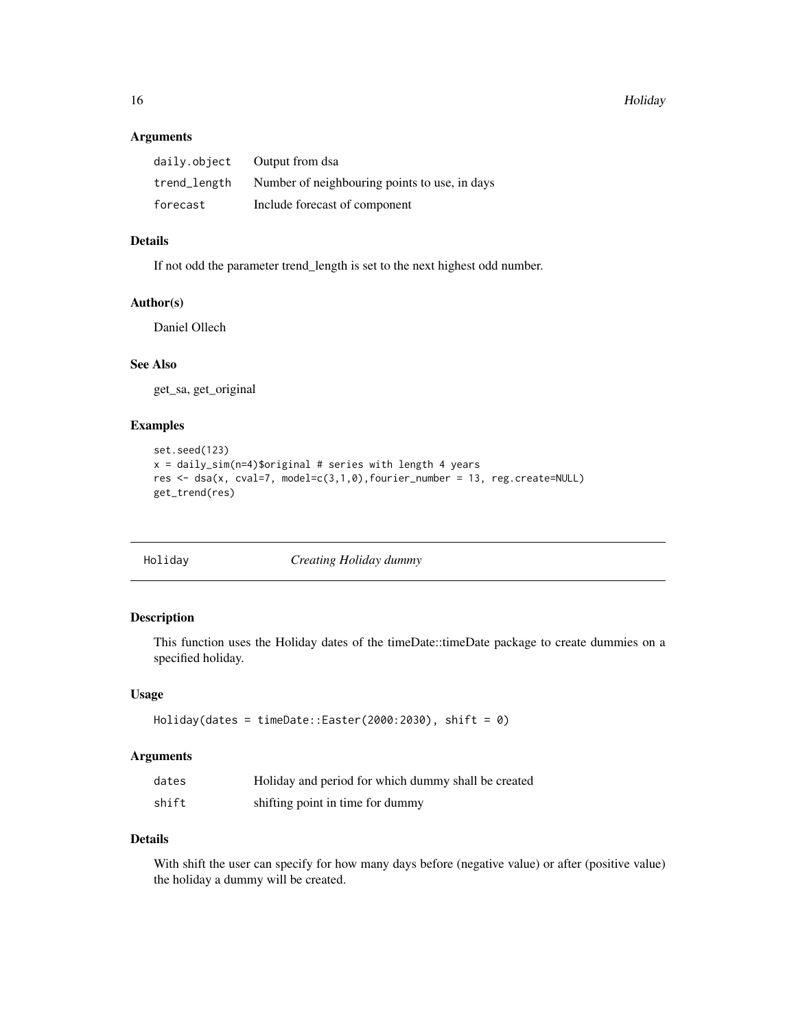### Arguments

| | |
|---|---|
| daily.object | Output from dsa |
| trend_length | Number of neighbouring points to use, in days |
| forecast | Include forecast of component |

### Details

If not odd the parameter trend_length is set to the next highest odd number.

### Author(s)

Daniel Ollech

### See Also

get_sa, get_original

### Examples

```
set.seed(123)
x = daily_sim(n=4)$original # series with length 4 years
res <- dsa(x, cval=7, model=c(3,1,0),fourier_number = 13, reg.create=NULL)
get_trend(res)
```

---

## Holiday *Creating Holiday dummy*

### Description

This function uses the Holiday dates of the timeDate::timeDate package to create dummies on a specified holiday.

### Usage

```
Holiday(dates = timeDate::Easter(2000:2030), shift = 0)
```

### Arguments

| | |
|---|---|
| dates | Holiday and period for which dummy shall be created |
| shift | shifting point in time for dummy |

### Details

With shift the user can specify for how many days before (negative value) or after (positive value) the holiday a dummy will be created.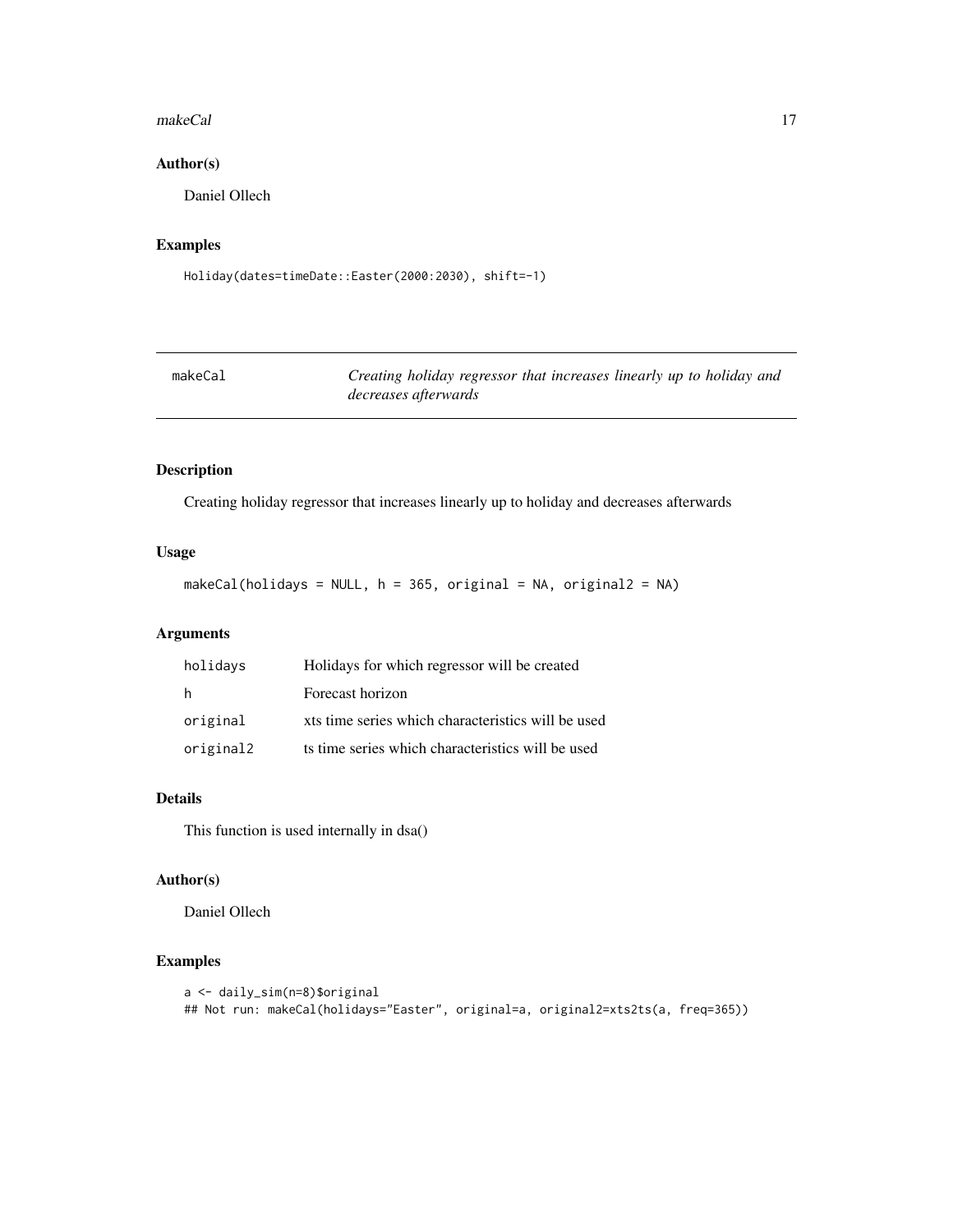### Author(s)

Daniel Ollech

### Examples

```
Holiday(dates=timeDate::Easter(2000:2030), shift=-1)
```

---

## makeCal — *Creating holiday regressor that increases linearly up to holiday and decreases afterwards*

---

### Description

Creating holiday regressor that increases linearly up to holiday and decreases afterwards

### Usage

```
makeCal(holidays = NULL, h = 365, original = NA, original2 = NA)
```

### Arguments

| | |
|---|---|
| holidays | Holidays for which regressor will be created |
| h | Forecast horizon |
| original | xts time series which characteristics will be used |
| original2 | ts time series which characteristics will be used |

### Details

This function is used internally in dsa()

### Author(s)

Daniel Ollech

### Examples

```
a <- daily_sim(n=8)$original
## Not run: makeCal(holidays="Easter", original=a, original2=xts2ts(a, freq=365))
```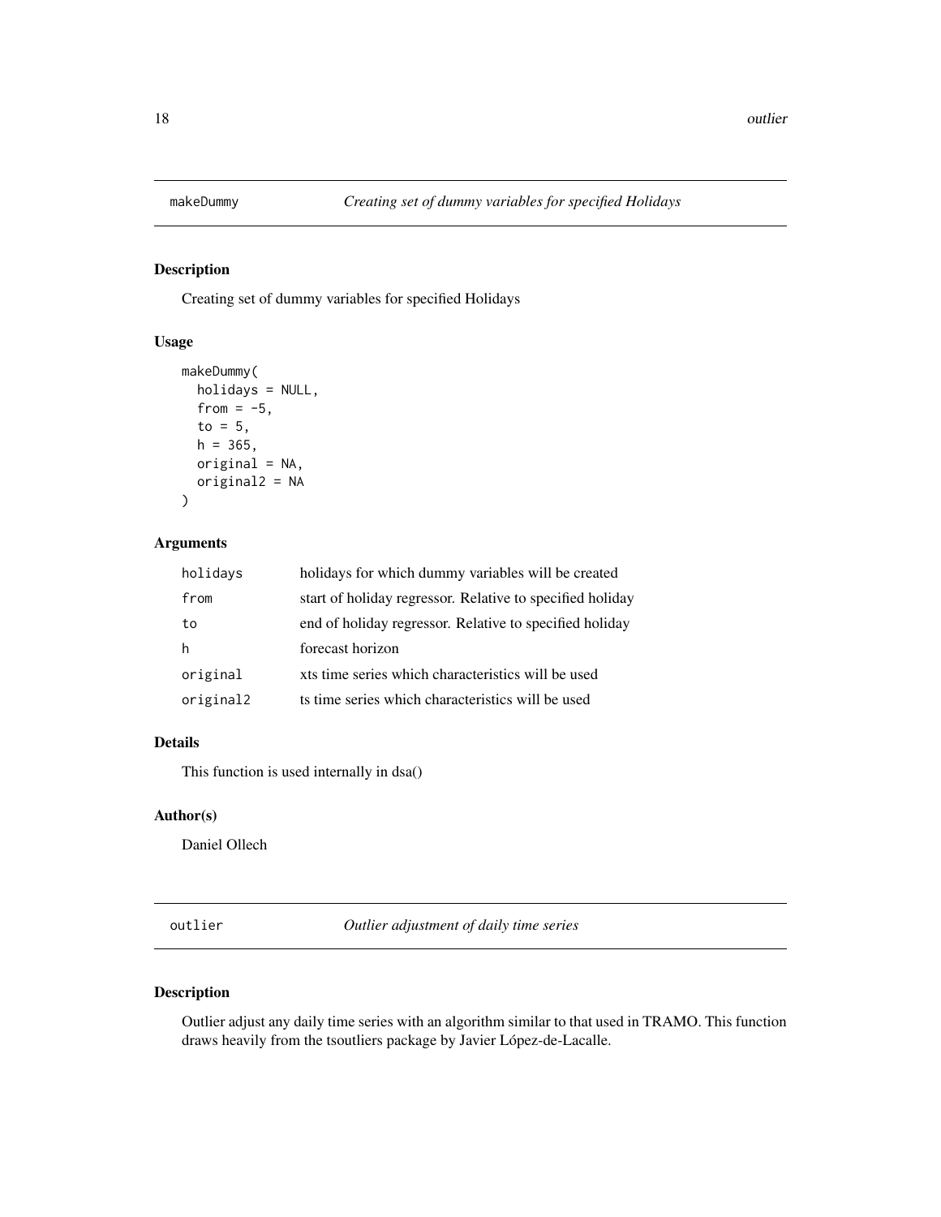## makeDummy *Creating set of dummy variables for specified Holidays*

### Description

Creating set of dummy variables for specified Holidays

### Usage

```
makeDummy(
  holidays = NULL,
  from = -5,
  to = 5,
  h = 365,
  original = NA,
  original2 = NA
)
```

### Arguments

| | |
|---|---|
| holidays | holidays for which dummy variables will be created |
| from | start of holiday regressor. Relative to specified holiday |
| to | end of holiday regressor. Relative to specified holiday |
| h | forecast horizon |
| original | xts time series which characteristics will be used |
| original2 | ts time series which characteristics will be used |

### Details

This function is used internally in dsa()

### Author(s)

Daniel Ollech

## outlier *Outlier adjustment of daily time series*

### Description

Outlier adjust any daily time series with an algorithm similar to that used in TRAMO. This function draws heavily from the tsoutliers package by Javier López-de-Lacalle.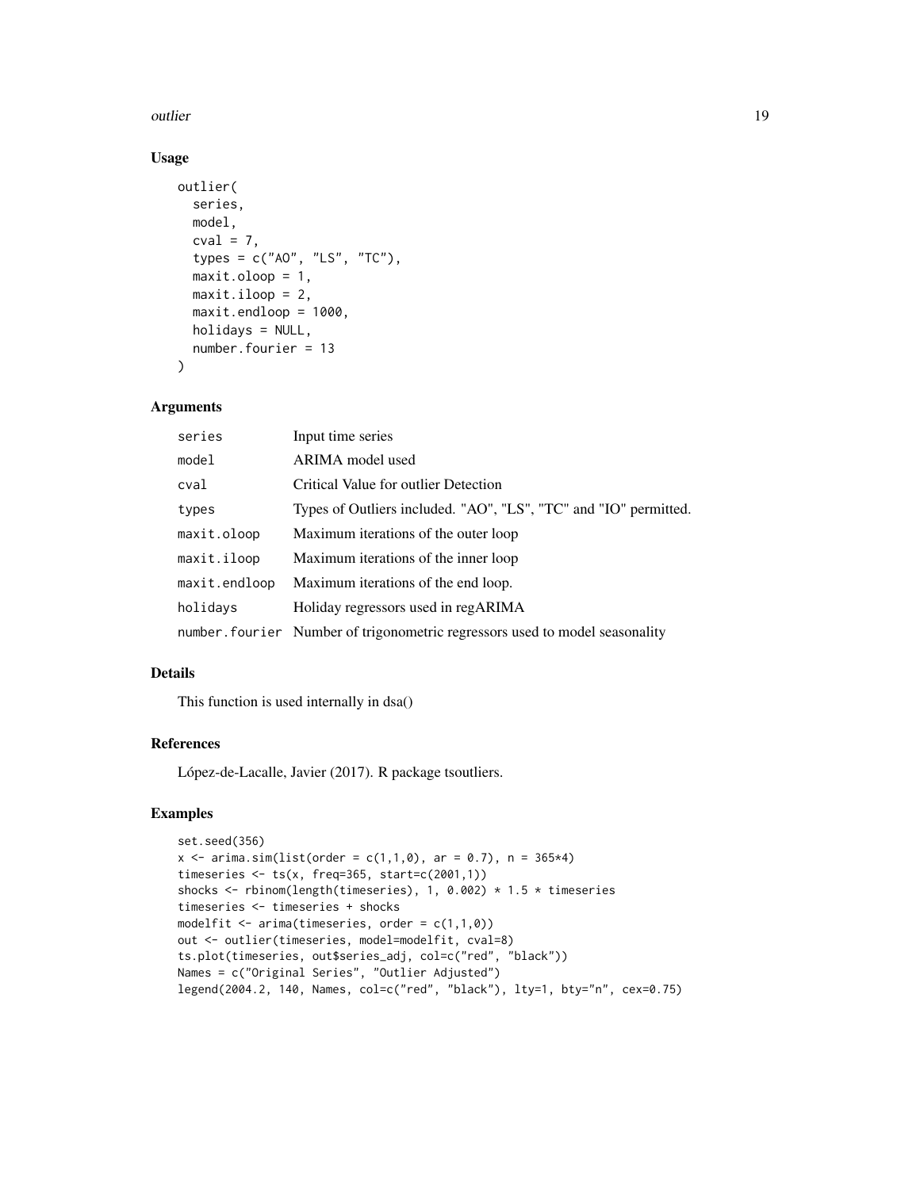### Usage

```
outlier(
  series,
  model,
  cval = 7,
  types = c("AO", "LS", "TC"),
  maxit.oloop = 1,
  maxit.iloop = 2,
  maxit.endloop = 1000,
  holidays = NULL,
  number.fourier = 13
)
```

### Arguments

| | |
|---|---|
| series | Input time series |
| model | ARIMA model used |
| cval | Critical Value for outlier Detection |
| types | Types of Outliers included. "AO", "LS", "TC" and "IO" permitted. |
| maxit.oloop | Maximum iterations of the outer loop |
| maxit.iloop | Maximum iterations of the inner loop |
| maxit.endloop | Maximum iterations of the end loop. |
| holidays | Holiday regressors used in regARIMA |
| number.fourier | Number of trigonometric regressors used to model seasonality |

### Details

This function is used internally in dsa()

### References

López-de-Lacalle, Javier (2017). R package tsoutliers.

### Examples

```
set.seed(356)
x <- arima.sim(list(order = c(1,1,0), ar = 0.7), n = 365*4)
timeseries <- ts(x, freq=365, start=c(2001,1))
shocks <- rbinom(length(timeseries), 1, 0.002) * 1.5 * timeseries
timeseries <- timeseries + shocks
modelfit <- arima(timeseries, order = c(1,1,0))
out <- outlier(timeseries, model=modelfit, cval=8)
ts.plot(timeseries, out$series_adj, col=c("red", "black"))
Names = c("Original Series", "Outlier Adjusted")
legend(2004.2, 140, Names, col=c("red", "black"), lty=1, bty="n", cex=0.75)
```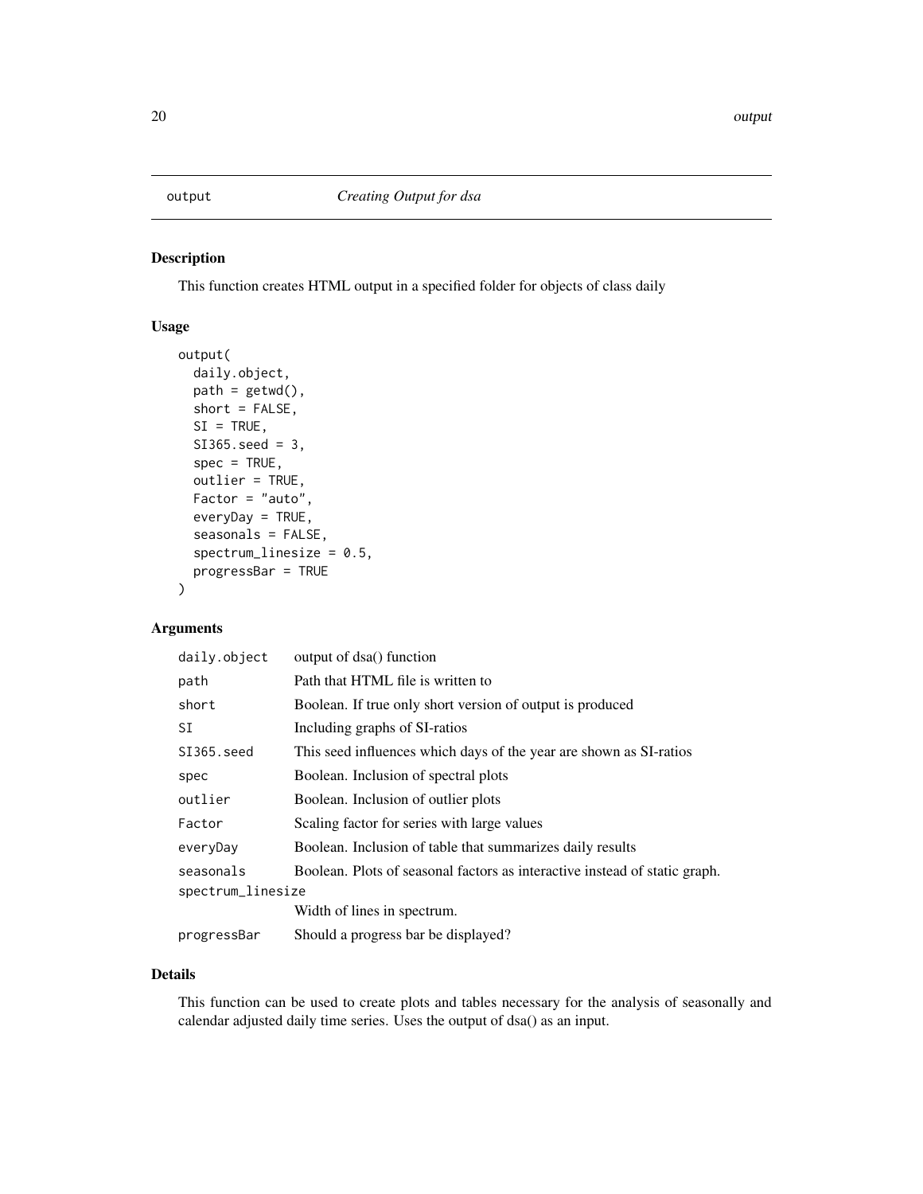# output — *Creating Output for dsa*

## Description

This function creates HTML output in a specified folder for objects of class daily

## Usage

```
output(
  daily.object,
  path = getwd(),
  short = FALSE,
  SI = TRUE,
  SI365.seed = 3,
  spec = TRUE,
  outlier = TRUE,
  Factor = "auto",
  everyDay = TRUE,
  seasonals = FALSE,
  spectrum_linesize = 0.5,
  progressBar = TRUE
)
```

## Arguments

| Argument | Description |
|---|---|
| `daily.object` | output of dsa() function |
| `path` | Path that HTML file is written to |
| `short` | Boolean. If true only short version of output is produced |
| `SI` | Including graphs of SI-ratios |
| `SI365.seed` | This seed influences which days of the year are shown as SI-ratios |
| `spec` | Boolean. Inclusion of spectral plots |
| `outlier` | Boolean. Inclusion of outlier plots |
| `Factor` | Scaling factor for series with large values |
| `everyDay` | Boolean. Inclusion of table that summarizes daily results |
| `seasonals` | Boolean. Plots of seasonal factors as interactive instead of static graph. |
| `spectrum_linesize` | Width of lines in spectrum. |
| `progressBar` | Should a progress bar be displayed? |

## Details

This function can be used to create plots and tables necessary for the analysis of seasonally and calendar adjusted daily time series. Uses the output of dsa() as an input.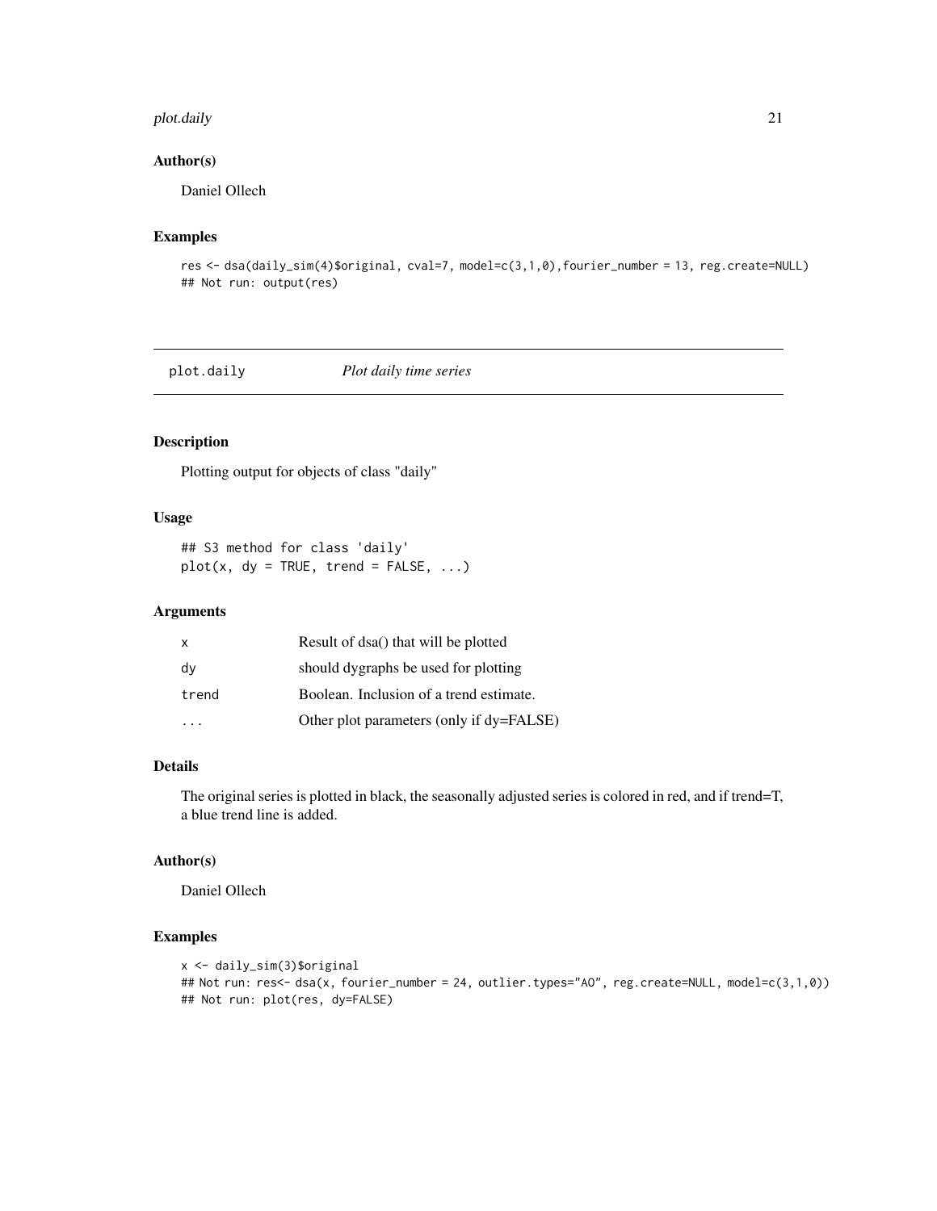### Author(s)

Daniel Ollech

### Examples

```
res <- dsa(daily_sim(4)$original, cval=7, model=c(3,1,0),fourier_number = 13, reg.create=NULL)
## Not run: output(res)
```

## plot.daily *Plot daily time series*

### Description

Plotting output for objects of class "daily"

### Usage

```
## S3 method for class 'daily'
plot(x, dy = TRUE, trend = FALSE, ...)
```

### Arguments

| | |
|---|---|
| x | Result of dsa() that will be plotted |
| dy | should dygraphs be used for plotting |
| trend | Boolean. Inclusion of a trend estimate. |
| ... | Other plot parameters (only if dy=FALSE) |

### Details

The original series is plotted in black, the seasonally adjusted series is colored in red, and if trend=T, a blue trend line is added.

### Author(s)

Daniel Ollech

### Examples

```
x <- daily_sim(3)$original
## Not run: res<- dsa(x, fourier_number = 24, outlier.types="AO", reg.create=NULL, model=c(3,1,0))
## Not run: plot(res, dy=FALSE)
```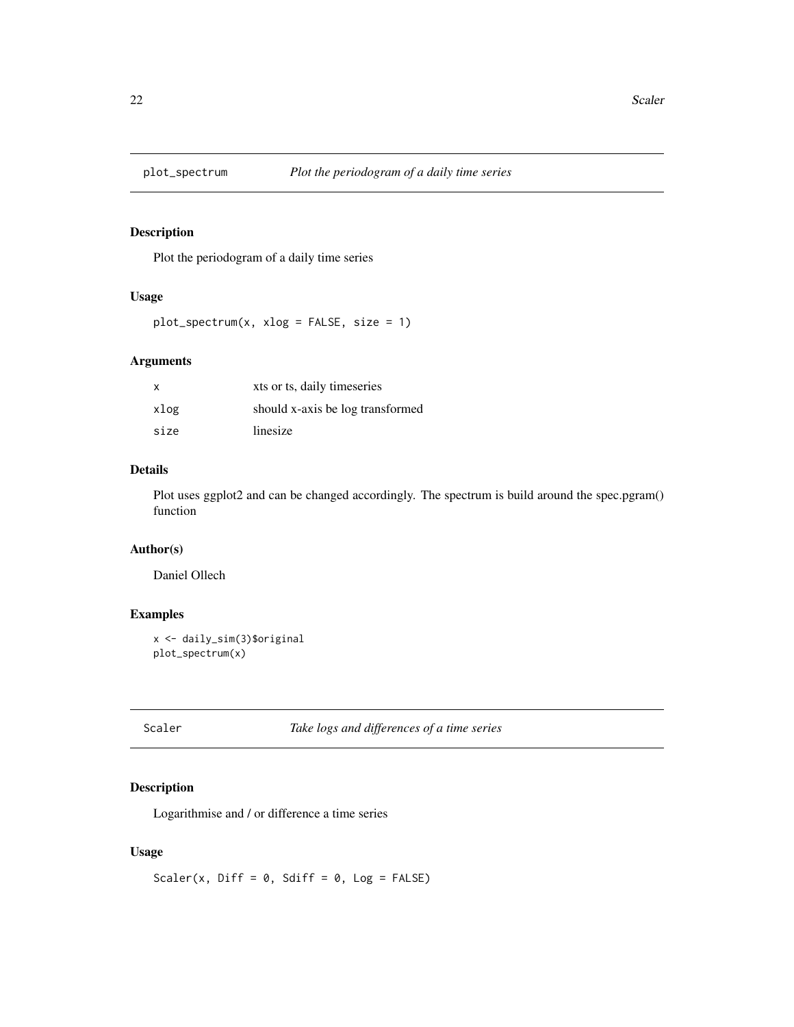## plot_spectrum *Plot the periodogram of a daily time series*

### Description

Plot the periodogram of a daily time series

### Usage

```
plot_spectrum(x, xlog = FALSE, size = 1)
```

### Arguments

| | |
|---|---|
| x | xts or ts, daily timeseries |
| xlog | should x-axis be log transformed |
| size | linesize |

### Details

Plot uses ggplot2 and can be changed accordingly. The spectrum is build around the spec.pgram() function

### Author(s)

Daniel Ollech

### Examples

```
x <- daily_sim(3)$original
plot_spectrum(x)
```

## Scaler *Take logs and differences of a time series*

### Description

Logarithmise and / or difference a time series

### Usage

```
Scaler(x, Diff = 0, Sdiff = 0, Log = FALSE)
```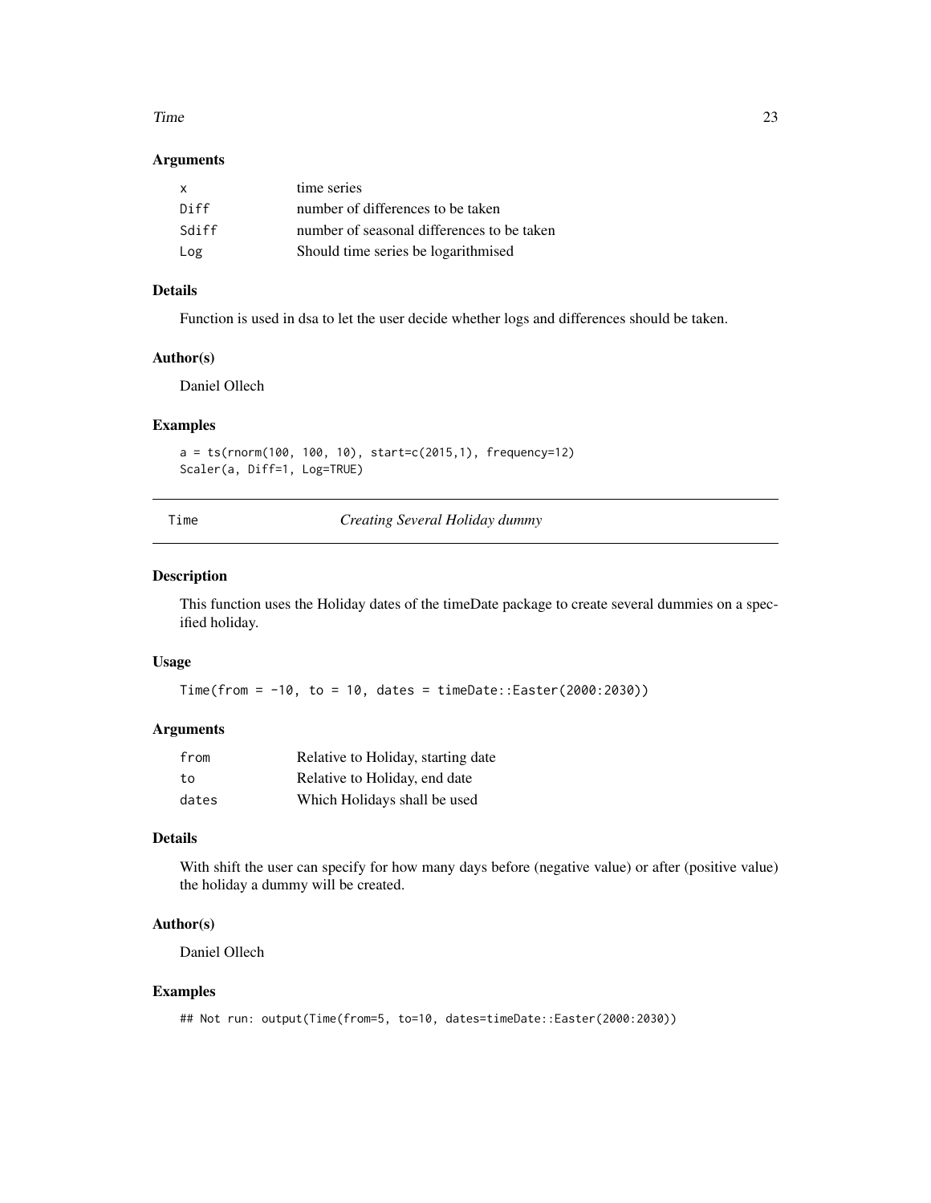### Arguments

| | |
|---|---|
| x | time series |
| Diff | number of differences to be taken |
| Sdiff | number of seasonal differences to be taken |
| Log | Should time series be logarithmised |

### Details

Function is used in dsa to let the user decide whether logs and differences should be taken.

### Author(s)

Daniel Ollech

### Examples

```
a = ts(rnorm(100, 100, 10), start=c(2015,1), frequency=12)
Scaler(a, Diff=1, Log=TRUE)
```

---

## Time *Creating Several Holiday dummy*

### Description

This function uses the Holiday dates of the timeDate package to create several dummies on a specified holiday.

### Usage

```
Time(from = -10, to = 10, dates = timeDate::Easter(2000:2030))
```

### Arguments

| | |
|---|---|
| from | Relative to Holiday, starting date |
| to | Relative to Holiday, end date |
| dates | Which Holidays shall be used |

### Details

With shift the user can specify for how many days before (negative value) or after (positive value) the holiday a dummy will be created.

### Author(s)

Daniel Ollech

### Examples

```
## Not run: output(Time(from=5, to=10, dates=timeDate::Easter(2000:2030))
```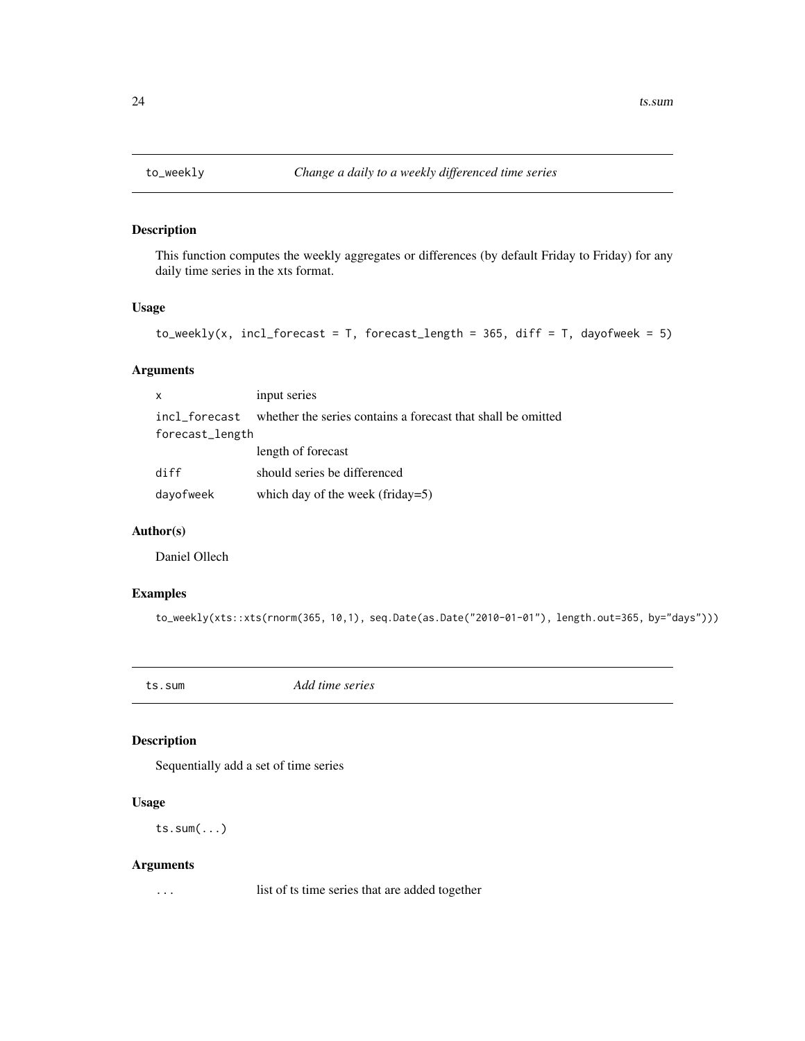## to_weekly — *Change a daily to a weekly differenced time series*

### Description

This function computes the weekly aggregates or differences (by default Friday to Friday) for any daily time series in the xts format.

### Usage

```
to_weekly(x, incl_forecast = T, forecast_length = 365, diff = T, dayofweek = 5)
```

### Arguments

| Argument | Description |
| --- | --- |
| `x` | input series |
| `incl_forecast` | whether the series contains a forecast that shall be omitted |
| `forecast_length` | length of forecast |
| `diff` | should series be differenced |
| `dayofweek` | which day of the week (friday=5) |

### Author(s)

Daniel Ollech

### Examples

```
to_weekly(xts::xts(rnorm(365, 10,1), seq.Date(as.Date("2010-01-01"), length.out=365, by="days")))
```

## ts.sum — *Add time series*

### Description

Sequentially add a set of time series

### Usage

```
ts.sum(...)
```

### Arguments

| Argument | Description |
| --- | --- |
| `...` | list of ts time series that are added together |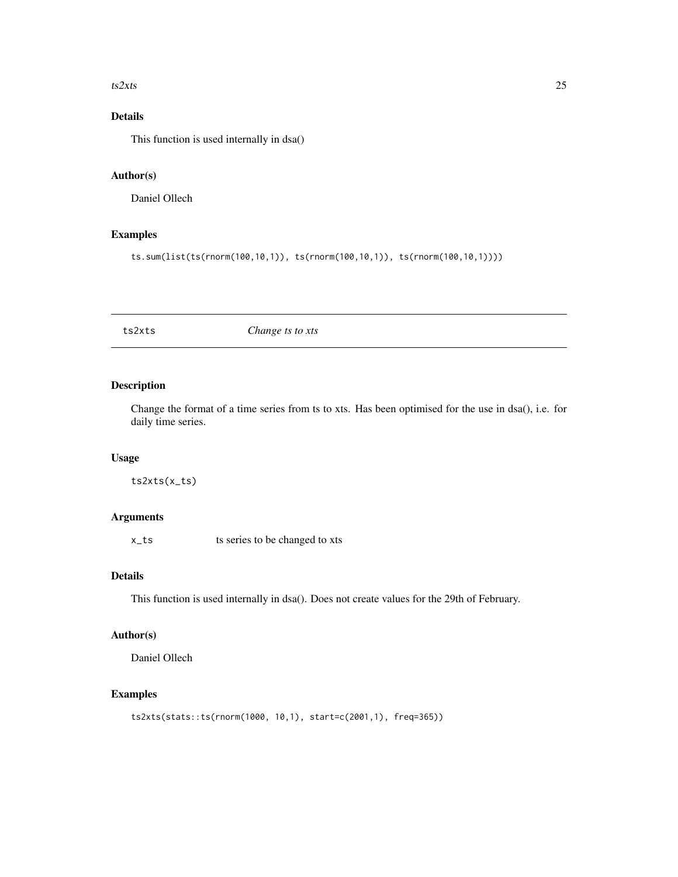### Details

This function is used internally in dsa()

### Author(s)

Daniel Ollech

### Examples

```
ts.sum(list(ts(rnorm(100,10,1)), ts(rnorm(100,10,1)), ts(rnorm(100,10,1))))
```

---

## ts2xts    *Change ts to xts*

---

### Description

Change the format of a time series from ts to xts. Has been optimised for the use in dsa(), i.e. for daily time series.

### Usage

```
ts2xts(x_ts)
```

### Arguments

| | |
|---|---|
| `x_ts` | ts series to be changed to xts |

### Details

This function is used internally in dsa(). Does not create values for the 29th of February.

### Author(s)

Daniel Ollech

### Examples

```
ts2xts(stats::ts(rnorm(1000, 10,1), start=c(2001,1), freq=365))
```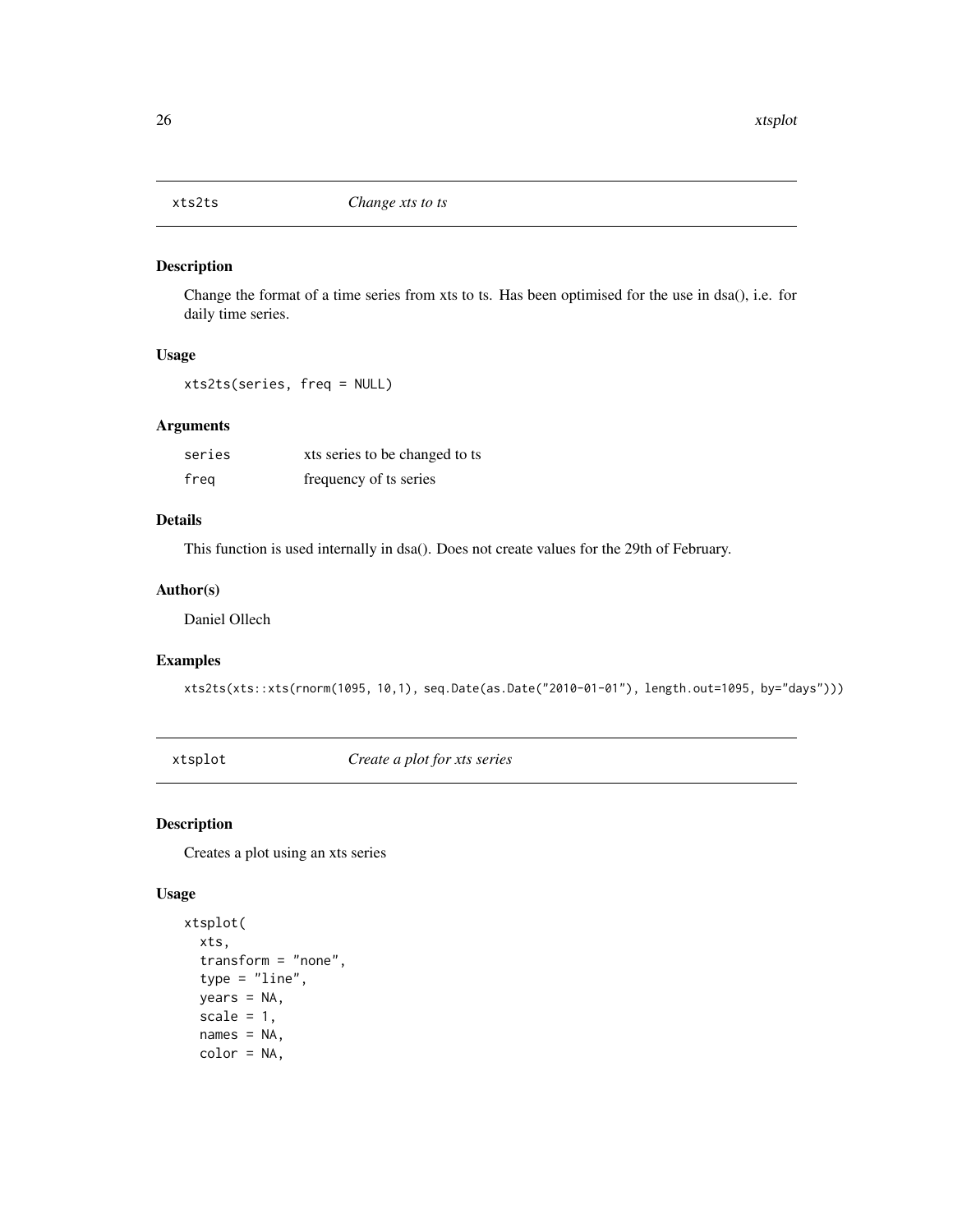## xts2ts — *Change xts to ts*

### Description

Change the format of a time series from xts to ts. Has been optimised for the use in dsa(), i.e. for daily time series.

### Usage

```
xts2ts(series, freq = NULL)
```

### Arguments

| | |
|---|---|
| series | xts series to be changed to ts |
| freq | frequency of ts series |

### Details

This function is used internally in dsa(). Does not create values for the 29th of February.

### Author(s)

Daniel Ollech

### Examples

```
xts2ts(xts::xts(rnorm(1095, 10,1), seq.Date(as.Date("2010-01-01"), length.out=1095, by="days")))
```

## xtsplot — *Create a plot for xts series*

### Description

Creates a plot using an xts series

### Usage

```
xtsplot(
  xts,
  transform = "none",
  type = "line",
  years = NA,
  scale = 1,
  names = NA,
  color = NA,
```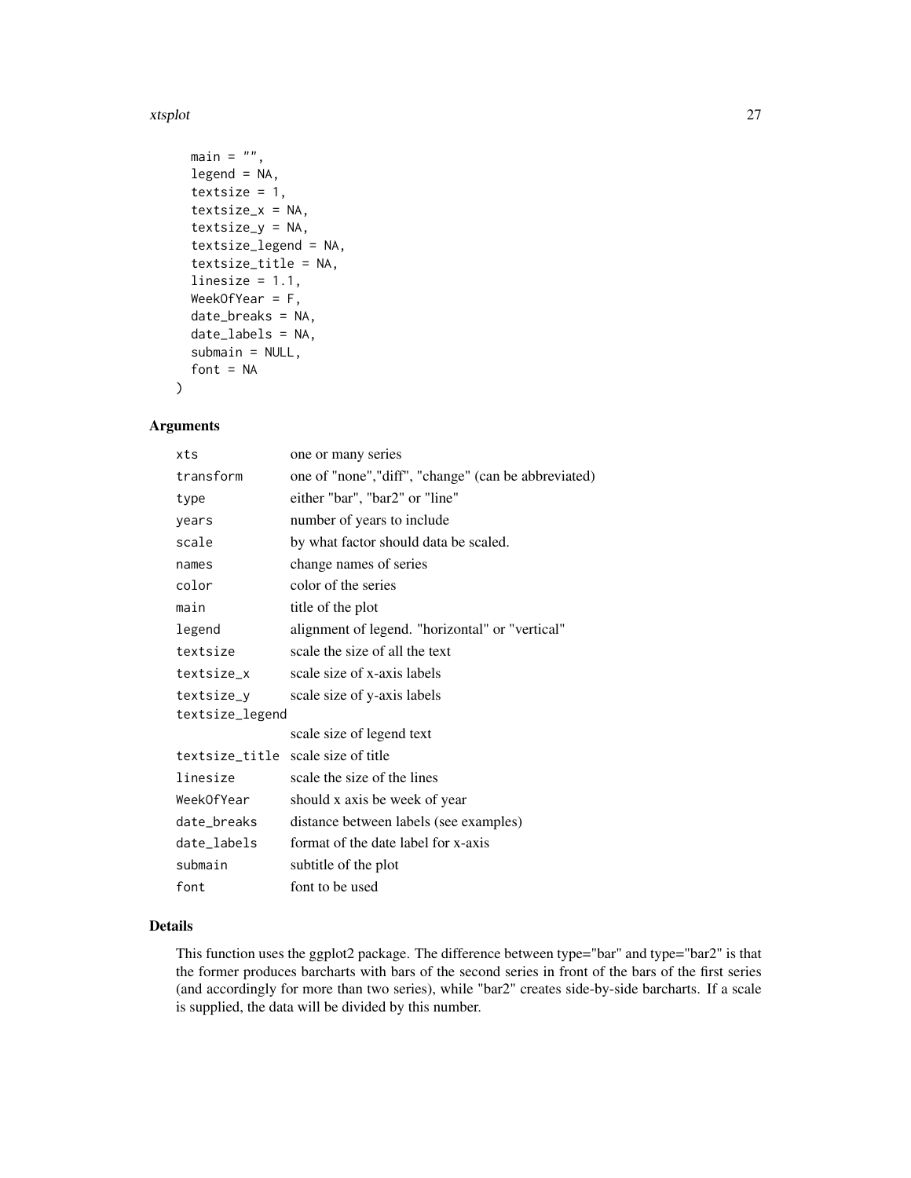```
  main = "",
  legend = NA,
  textsize = 1,
  textsize_x = NA,
  textsize_y = NA,
  textsize_legend = NA,
  textsize_title = NA,
  linesize = 1.1,
  WeekOfYear = F,
  date_breaks = NA,
  date_labels = NA,
  submain = NULL,
  font = NA
)
```

## Arguments

| | |
|---|---|
| `xts` | one or many series |
| `transform` | one of "none","diff", "change" (can be abbreviated) |
| `type` | either "bar", "bar2" or "line" |
| `years` | number of years to include |
| `scale` | by what factor should data be scaled. |
| `names` | change names of series |
| `color` | color of the series |
| `main` | title of the plot |
| `legend` | alignment of legend. "horizontal" or "vertical" |
| `textsize` | scale the size of all the text |
| `textsize_x` | scale size of x-axis labels |
| `textsize_y` | scale size of y-axis labels |
| `textsize_legend` | scale size of legend text |
| `textsize_title` | scale size of title |
| `linesize` | scale the size of the lines |
| `WeekOfYear` | should x axis be week of year |
| `date_breaks` | distance between labels (see examples) |
| `date_labels` | format of the date label for x-axis |
| `submain` | subtitle of the plot |
| `font` | font to be used |

## Details

This function uses the ggplot2 package. The difference between type="bar" and type="bar2" is that the former produces barcharts with bars of the second series in front of the bars of the first series (and accordingly for more than two series), while "bar2" creates side-by-side barcharts. If a scale is supplied, the data will be divided by this number.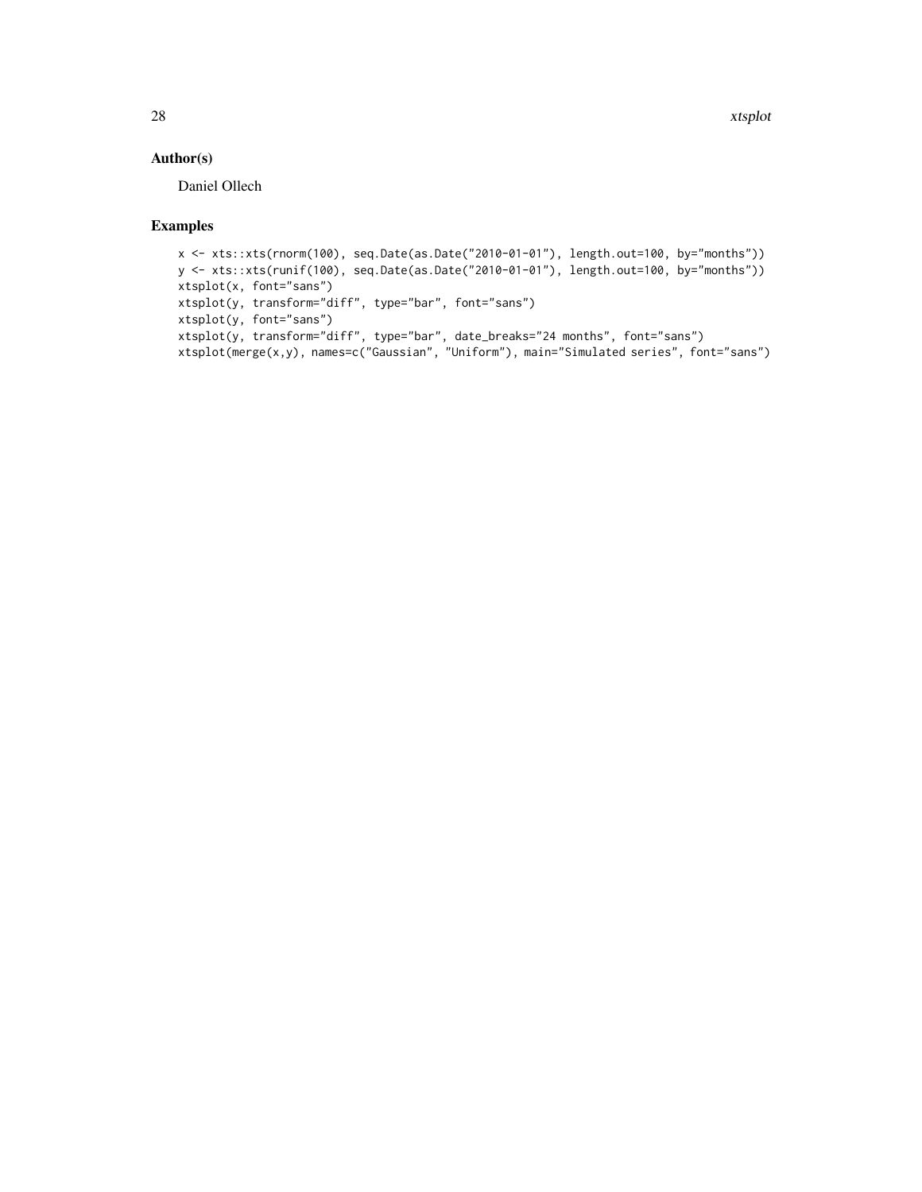## Author(s)

Daniel Ollech

## Examples

```
x <- xts::xts(rnorm(100), seq.Date(as.Date("2010-01-01"), length.out=100, by="months"))
y <- xts::xts(runif(100), seq.Date(as.Date("2010-01-01"), length.out=100, by="months"))
xtsplot(x, font="sans")
xtsplot(y, transform="diff", type="bar", font="sans")
xtsplot(y, font="sans")
xtsplot(y, transform="diff", type="bar", date_breaks="24 months", font="sans")
xtsplot(merge(x,y), names=c("Gaussian", "Uniform"), main="Simulated series", font="sans")
```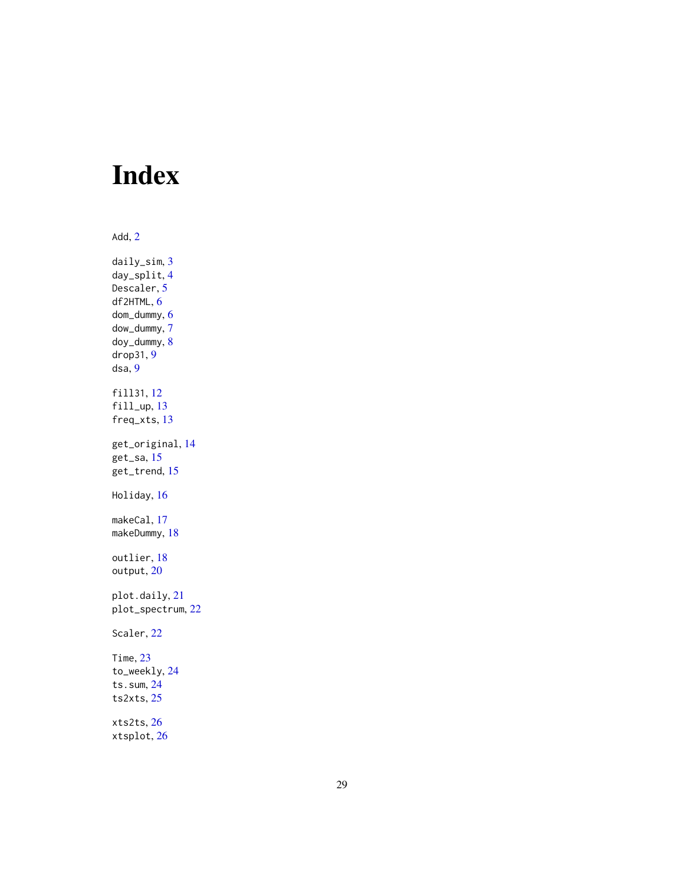# Index

Add, 2

daily_sim, 3
day_split, 4
Descaler, 5
df2HTML, 6
dom_dummy, 6
dow_dummy, 7
doy_dummy, 8
drop31, 9
dsa, 9

fill31, 12
fill_up, 13
freq_xts, 13

get_original, 14
get_sa, 15
get_trend, 15

Holiday, 16

makeCal, 17
makeDummy, 18

outlier, 18
output, 20

plot.daily, 21
plot_spectrum, 22

Scaler, 22

Time, 23
to_weekly, 24
ts.sum, 24
ts2xts, 25

xts2ts, 26
xtsplot, 26